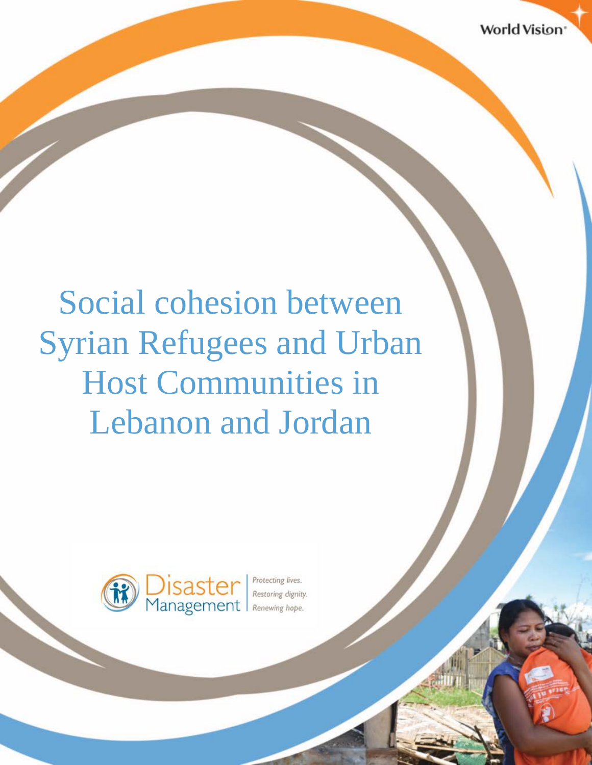World Vision

# Social cohesion between Syrian Refugees and Urban Host Communities in Lebanon and Jordan

Disaster Management

*Protecting lives. Restoring dignity. Renewing hope.*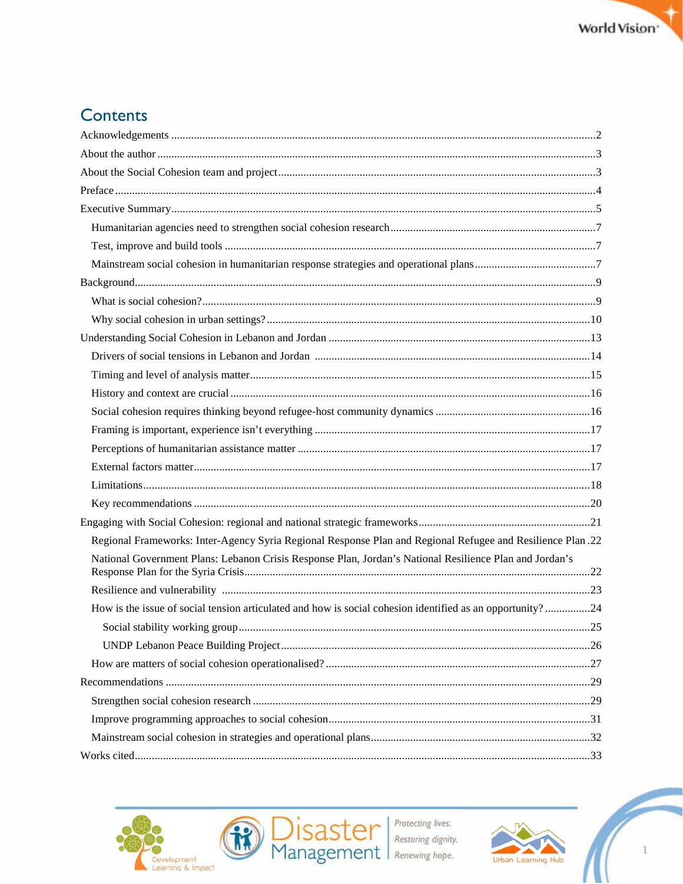## Contents

- Acknowledgements ....... 2
- About the author ....... 3
- About the Social Cohesion team and project ....... 3
- Preface ....... 4
- Executive Summary ....... 5
  - Humanitarian agencies need to strengthen social cohesion research ....... 7
  - Test, improve and build tools ....... 7
  - Mainstream social cohesion in humanitarian response strategies and operational plans ....... 7
- Background ....... 9
  - What is social cohesion? ....... 9
  - Why social cohesion in urban settings? ....... 10
- Understanding Social Cohesion in Lebanon and Jordan ....... 13
  - Drivers of social tensions in Lebanon and Jordan ....... 14
  - Timing and level of analysis matter ....... 15
  - History and context are crucial ....... 16
  - Social cohesion requires thinking beyond refugee-host community dynamics ....... 16
  - Framing is important, experience isn't everything ....... 17
  - Perceptions of humanitarian assistance matter ....... 17
  - External factors matter ....... 17
  - Limitations ....... 18
  - Key recommendations ....... 20
- Engaging with Social Cohesion: regional and national strategic frameworks ....... 21
  - Regional Frameworks: Inter-Agency Syria Regional Response Plan and Regional Refugee and Resilience Plan ....... 22
  - National Government Plans: Lebanon Crisis Response Plan, Jordan's National Resilience Plan and Jordan's Response Plan for the Syria Crisis ....... 22
  - Resilience and vulnerability ....... 23
  - How is the issue of social tension articulated and how is social cohesion identified as an opportunity? ....... 24
    - Social stability working group ....... 25
    - UNDP Lebanon Peace Building Project ....... 26
  - How are matters of social cohesion operationalised? ....... 27
- Recommendations ....... 29
  - Strengthen social cohesion research ....... 29
  - Improve programming approaches to social cohesion ....... 31
  - Mainstream social cohesion in strategies and operational plans ....... 32
- Works cited ....... 33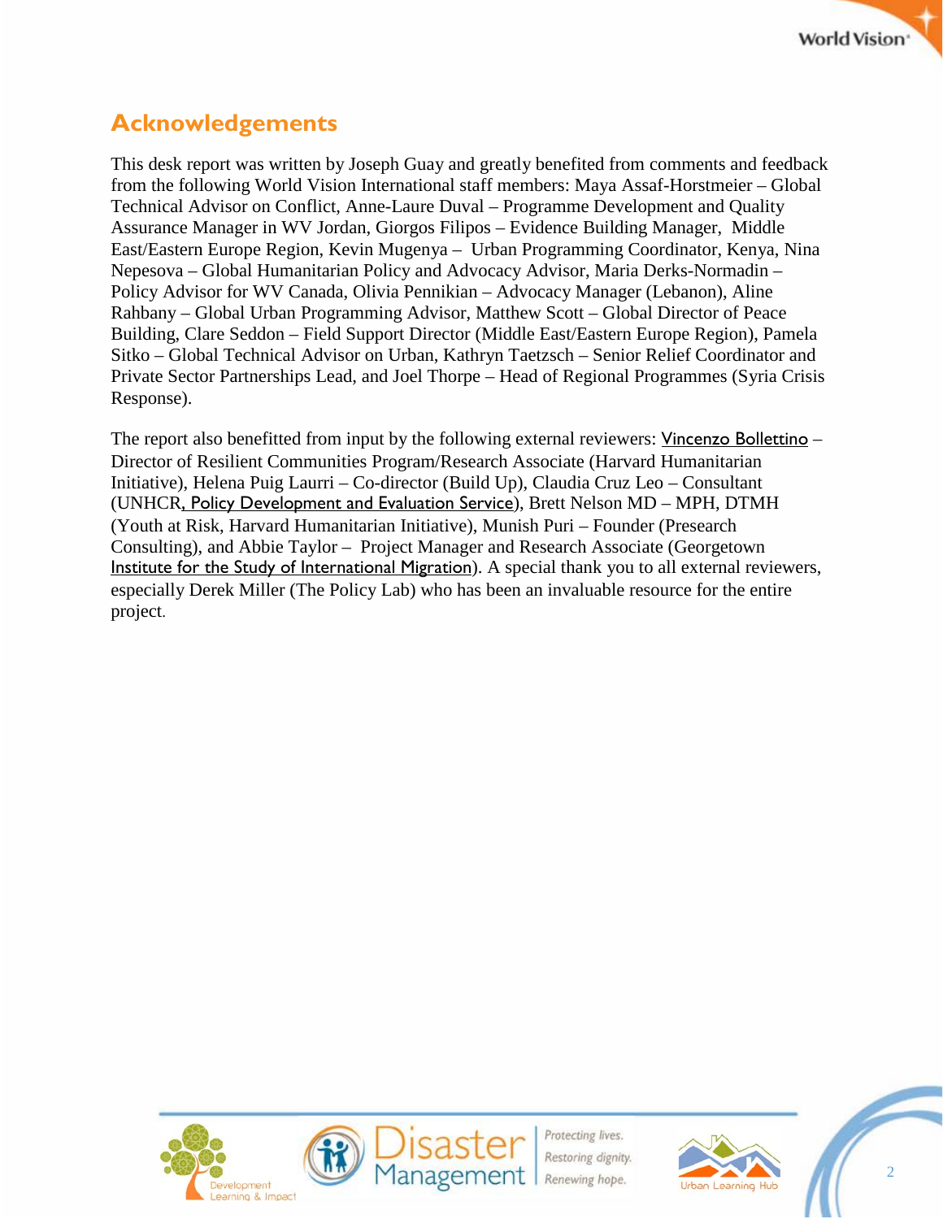## Acknowledgements

This desk report was written by Joseph Guay and greatly benefited from comments and feedback from the following World Vision International staff members: Maya Assaf-Horstmeier – Global Technical Advisor on Conflict, Anne-Laure Duval – Programme Development and Quality Assurance Manager in WV Jordan, Giorgos Filipos – Evidence Building Manager, Middle East/Eastern Europe Region, Kevin Mugenya – Urban Programming Coordinator, Kenya, Nina Nepesova – Global Humanitarian Policy and Advocacy Advisor, Maria Derks-Normadin – Policy Advisor for WV Canada, Olivia Pennikian – Advocacy Manager (Lebanon), Aline Rahbany – Global Urban Programming Advisor, Matthew Scott – Global Director of Peace Building, Clare Seddon – Field Support Director (Middle East/Eastern Europe Region), Pamela Sitko – Global Technical Advisor on Urban, Kathryn Taetzsch – Senior Relief Coordinator and Private Sector Partnerships Lead, and Joel Thorpe – Head of Regional Programmes (Syria Crisis Response).

The report also benefitted from input by the following external reviewers: Vincenzo Bollettino – Director of Resilient Communities Program/Research Associate (Harvard Humanitarian Initiative), Helena Puig Laurri – Co-director (Build Up), Claudia Cruz Leo – Consultant (UNHCR, Policy Development and Evaluation Service), Brett Nelson MD – MPH, DTMH (Youth at Risk, Harvard Humanitarian Initiative), Munish Puri – Founder (Presearch Consulting), and Abbie Taylor – Project Manager and Research Associate (Georgetown Institute for the Study of International Migration). A special thank you to all external reviewers, especially Derek Miller (The Policy Lab) who has been an invaluable resource for the entire project.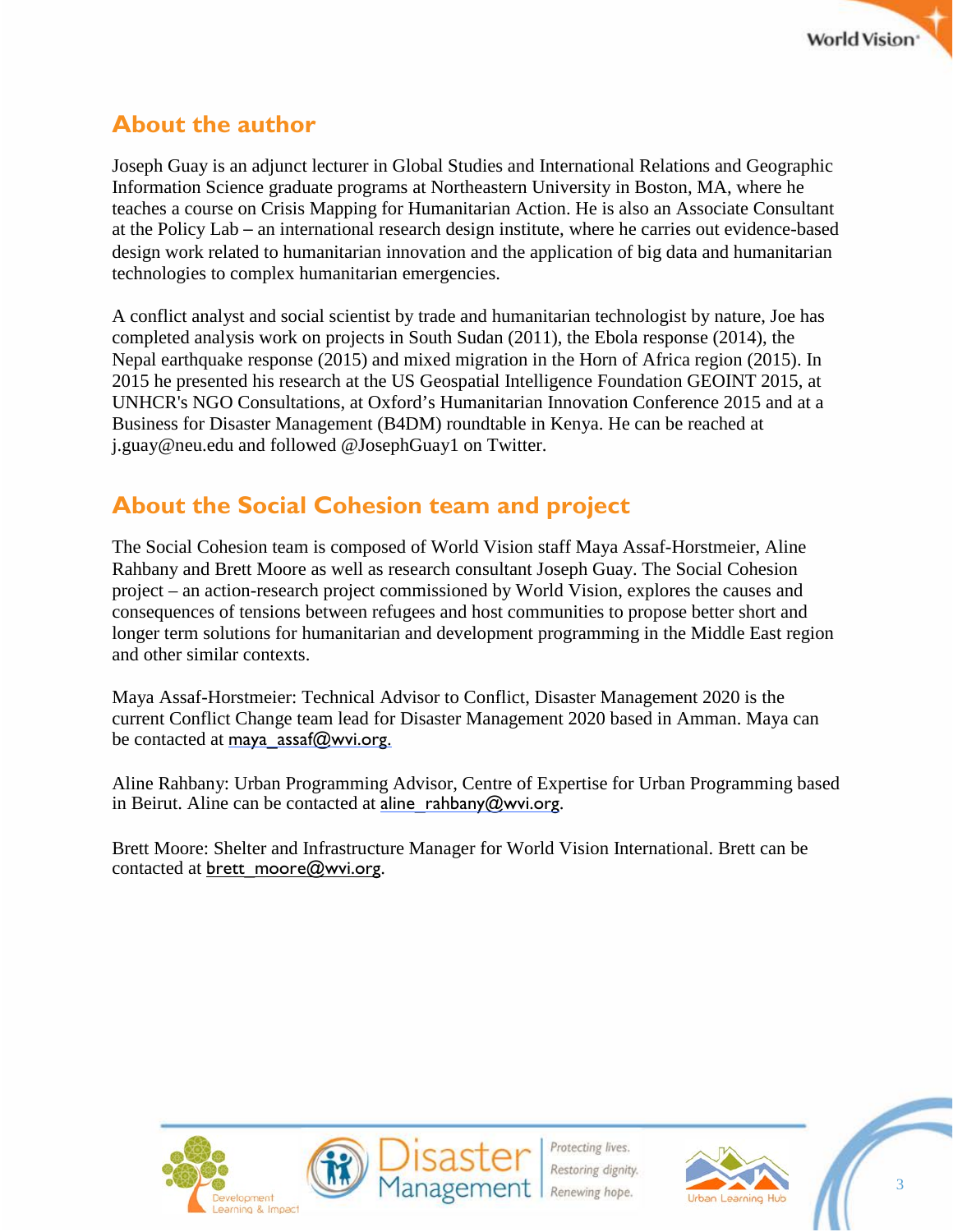## About the author

Joseph Guay is an adjunct lecturer in Global Studies and International Relations and Geographic Information Science graduate programs at Northeastern University in Boston, MA, where he teaches a course on Crisis Mapping for Humanitarian Action. He is also an Associate Consultant at the Policy Lab – an international research design institute, where he carries out evidence-based design work related to humanitarian innovation and the application of big data and humanitarian technologies to complex humanitarian emergencies.

A conflict analyst and social scientist by trade and humanitarian technologist by nature, Joe has completed analysis work on projects in South Sudan (2011), the Ebola response (2014), the Nepal earthquake response (2015) and mixed migration in the Horn of Africa region (2015). In 2015 he presented his research at the US Geospatial Intelligence Foundation GEOINT 2015, at UNHCR's NGO Consultations, at Oxford's Humanitarian Innovation Conference 2015 and at a Business for Disaster Management (B4DM) roundtable in Kenya. He can be reached at j.guay@neu.edu and followed @JosephGuay1 on Twitter.

## About the Social Cohesion team and project

The Social Cohesion team is composed of World Vision staff Maya Assaf-Horstmeier, Aline Rahbany and Brett Moore as well as research consultant Joseph Guay. The Social Cohesion project – an action-research project commissioned by World Vision, explores the causes and consequences of tensions between refugees and host communities to propose better short and longer term solutions for humanitarian and development programming in the Middle East region and other similar contexts.

Maya Assaf-Horstmeier: Technical Advisor to Conflict, Disaster Management 2020 is the current Conflict Change team lead for Disaster Management 2020 based in Amman. Maya can be contacted at maya_assaf@wvi.org.

Aline Rahbany: Urban Programming Advisor, Centre of Expertise for Urban Programming based in Beirut. Aline can be contacted at aline_rahbany@wvi.org.

Brett Moore: Shelter and Infrastructure Manager for World Vision International. Brett can be contacted at brett_moore@wvi.org.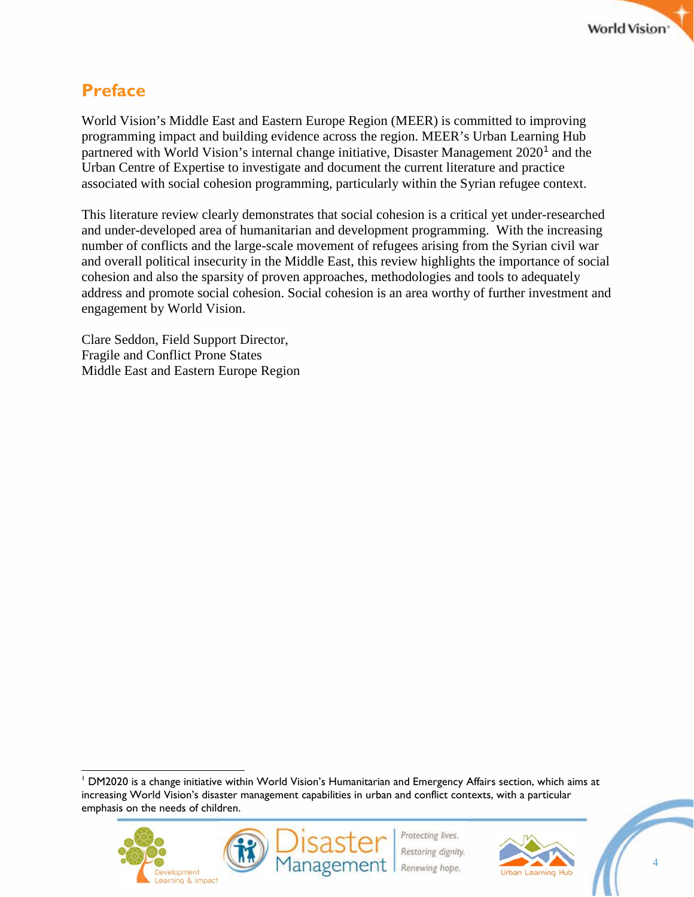## Preface

World Vision's Middle East and Eastern Europe Region (MEER) is committed to improving programming impact and building evidence across the region. MEER's Urban Learning Hub partnered with World Vision's internal change initiative, Disaster Management 2020[1] and the Urban Centre of Expertise to investigate and document the current literature and practice associated with social cohesion programming, particularly within the Syrian refugee context.

This literature review clearly demonstrates that social cohesion is a critical yet under-researched and under-developed area of humanitarian and development programming. With the increasing number of conflicts and the large-scale movement of refugees arising from the Syrian civil war and overall political insecurity in the Middle East, this review highlights the importance of social cohesion and also the sparsity of proven approaches, methodologies and tools to adequately address and promote social cohesion. Social cohesion is an area worthy of further investment and engagement by World Vision.

Clare Seddon, Field Support Director,
Fragile and Conflict Prone States
Middle East and Eastern Europe Region

[1] DM2020 is a change initiative within World Vision's Humanitarian and Emergency Affairs section, which aims at increasing World Vision's disaster management capabilities in urban and conflict contexts, with a particular emphasis on the needs of children.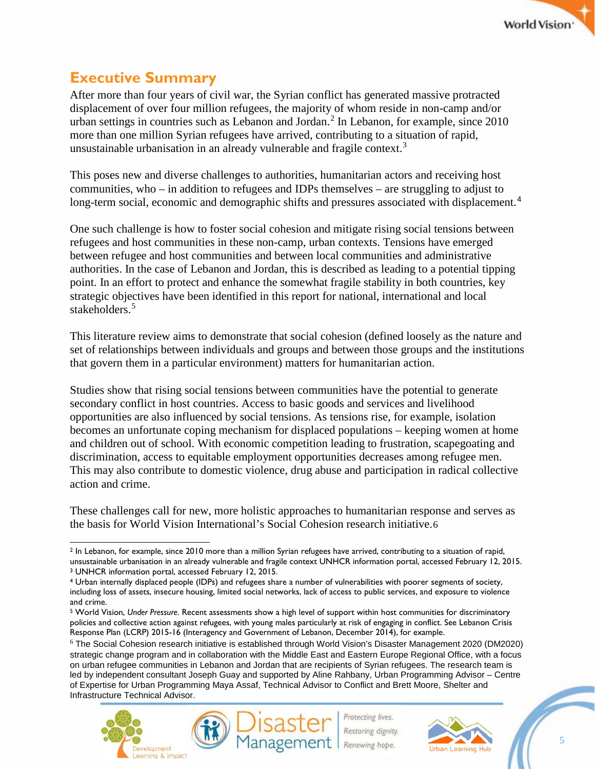## Executive Summary

After more than four years of civil war, the Syrian conflict has generated massive protracted displacement of over four million refugees, the majority of whom reside in non-camp and/or urban settings in countries such as Lebanon and Jordan.[2] In Lebanon, for example, since 2010 more than one million Syrian refugees have arrived, contributing to a situation of rapid, unsustainable urbanisation in an already vulnerable and fragile context.[3]

This poses new and diverse challenges to authorities, humanitarian actors and receiving host communities, who – in addition to refugees and IDPs themselves – are struggling to adjust to long-term social, economic and demographic shifts and pressures associated with displacement.[4]

One such challenge is how to foster social cohesion and mitigate rising social tensions between refugees and host communities in these non-camp, urban contexts. Tensions have emerged between refugee and host communities and between local communities and administrative authorities. In the case of Lebanon and Jordan, this is described as leading to a potential tipping point. In an effort to protect and enhance the somewhat fragile stability in both countries, key strategic objectives have been identified in this report for national, international and local stakeholders.[5]

This literature review aims to demonstrate that social cohesion (defined loosely as the nature and set of relationships between individuals and groups and between those groups and the institutions that govern them in a particular environment) matters for humanitarian action.

Studies show that rising social tensions between communities have the potential to generate secondary conflict in host countries. Access to basic goods and services and livelihood opportunities are also influenced by social tensions. As tensions rise, for example, isolation becomes an unfortunate coping mechanism for displaced populations – keeping women at home and children out of school. With economic competition leading to frustration, scapegoating and discrimination, access to equitable employment opportunities decreases among refugee men. This may also contribute to domestic violence, drug abuse and participation in radical collective action and crime.

These challenges call for new, more holistic approaches to humanitarian response and serves as the basis for World Vision International's Social Cohesion research initiative.[6]

---

[2] In Lebanon, for example, since 2010 more than a million Syrian refugees have arrived, contributing to a situation of rapid, unsustainable urbanisation in an already vulnerable and fragile context UNHCR information portal, accessed February 12, 2015.

[3] UNHCR information portal, accessed February 12, 2015.

[4] Urban internally displaced people (IDPs) and refugees share a number of vulnerabilities with poorer segments of society, including loss of assets, insecure housing, limited social networks, lack of access to public services, and exposure to violence and crime.

[5] World Vision, *Under Pressure*. Recent assessments show a high level of support within host communities for discriminatory policies and collective action against refugees, with young males particularly at risk of engaging in conflict. See Lebanon Crisis Response Plan (LCRP) 2015-16 (Interagency and Government of Lebanon, December 2014), for example.

[6] The Social Cohesion research initiative is established through World Vision's Disaster Management 2020 (DM2020) strategic change program and in collaboration with the Middle East and Eastern Europe Regional Office, with a focus on urban refugee communities in Lebanon and Jordan that are recipients of Syrian refugees. The research team is led by independent consultant Joseph Guay and supported by Aline Rahbany, Urban Programming Advisor – Centre of Expertise for Urban Programming Maya Assaf, Technical Advisor to Conflict and Brett Moore, Shelter and Infrastructure Technical Advisor.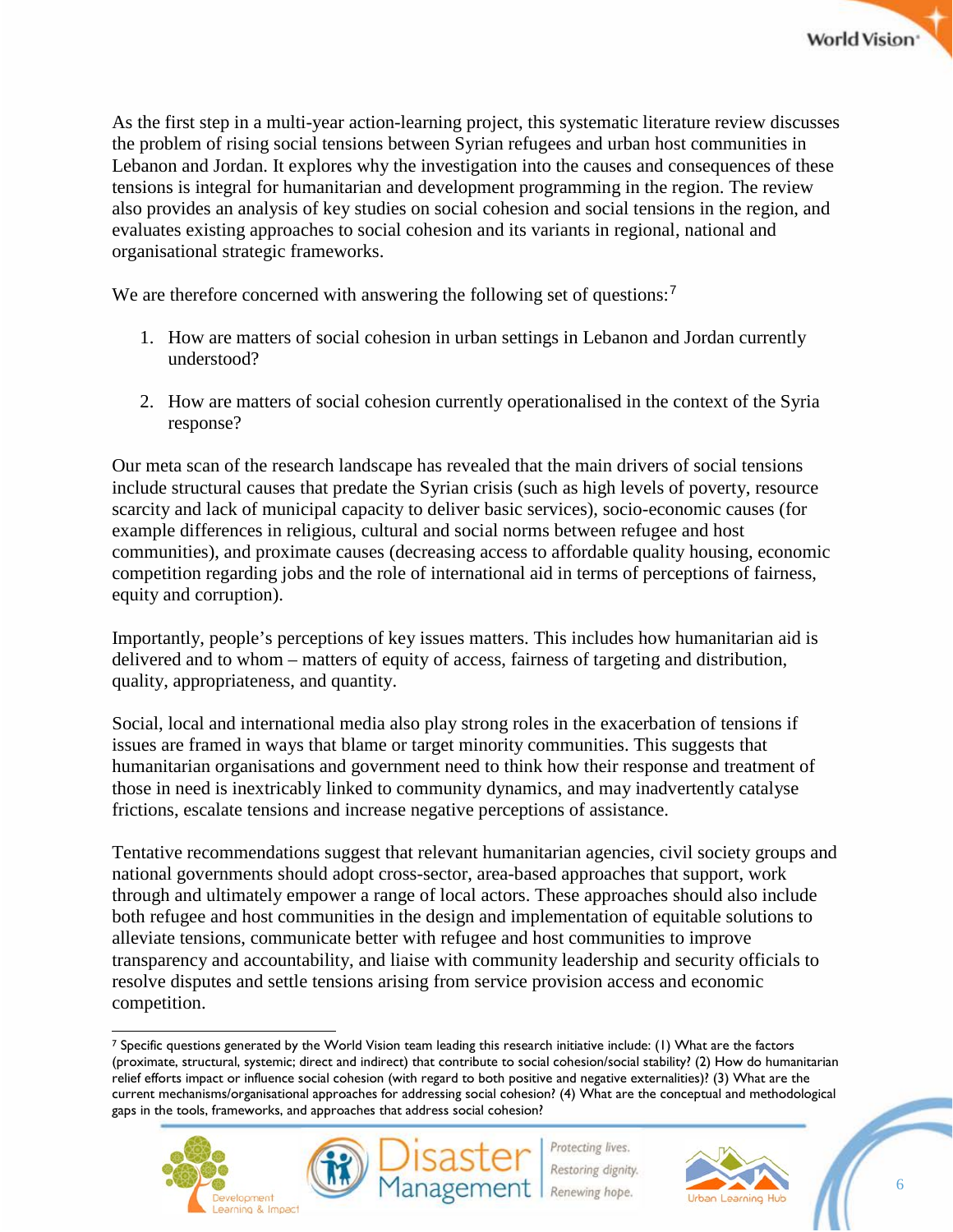As the first step in a multi-year action-learning project, this systematic literature review discusses the problem of rising social tensions between Syrian refugees and urban host communities in Lebanon and Jordan. It explores why the investigation into the causes and consequences of these tensions is integral for humanitarian and development programming in the region. The review also provides an analysis of key studies on social cohesion and social tensions in the region, and evaluates existing approaches to social cohesion and its variants in regional, national and organisational strategic frameworks.

We are therefore concerned with answering the following set of questions:[7]

1. How are matters of social cohesion in urban settings in Lebanon and Jordan currently understood?

2. How are matters of social cohesion currently operationalised in the context of the Syria response?

Our meta scan of the research landscape has revealed that the main drivers of social tensions include structural causes that predate the Syrian crisis (such as high levels of poverty, resource scarcity and lack of municipal capacity to deliver basic services), socio-economic causes (for example differences in religious, cultural and social norms between refugee and host communities), and proximate causes (decreasing access to affordable quality housing, economic competition regarding jobs and the role of international aid in terms of perceptions of fairness, equity and corruption).

Importantly, people's perceptions of key issues matters. This includes how humanitarian aid is delivered and to whom – matters of equity of access, fairness of targeting and distribution, quality, appropriateness, and quantity.

Social, local and international media also play strong roles in the exacerbation of tensions if issues are framed in ways that blame or target minority communities. This suggests that humanitarian organisations and government need to think how their response and treatment of those in need is inextricably linked to community dynamics, and may inadvertently catalyse frictions, escalate tensions and increase negative perceptions of assistance.

Tentative recommendations suggest that relevant humanitarian agencies, civil society groups and national governments should adopt cross-sector, area-based approaches that support, work through and ultimately empower a range of local actors. These approaches should also include both refugee and host communities in the design and implementation of equitable solutions to alleviate tensions, communicate better with refugee and host communities to improve transparency and accountability, and liaise with community leadership and security officials to resolve disputes and settle tensions arising from service provision access and economic competition.

---

[7] Specific questions generated by the World Vision team leading this research initiative include: (1) What are the factors (proximate, structural, systemic; direct and indirect) that contribute to social cohesion/social stability? (2) How do humanitarian relief efforts impact or influence social cohesion (with regard to both positive and negative externalities)? (3) What are the current mechanisms/organisational approaches for addressing social cohesion? (4) What are the conceptual and methodological gaps in the tools, frameworks, and approaches that address social cohesion?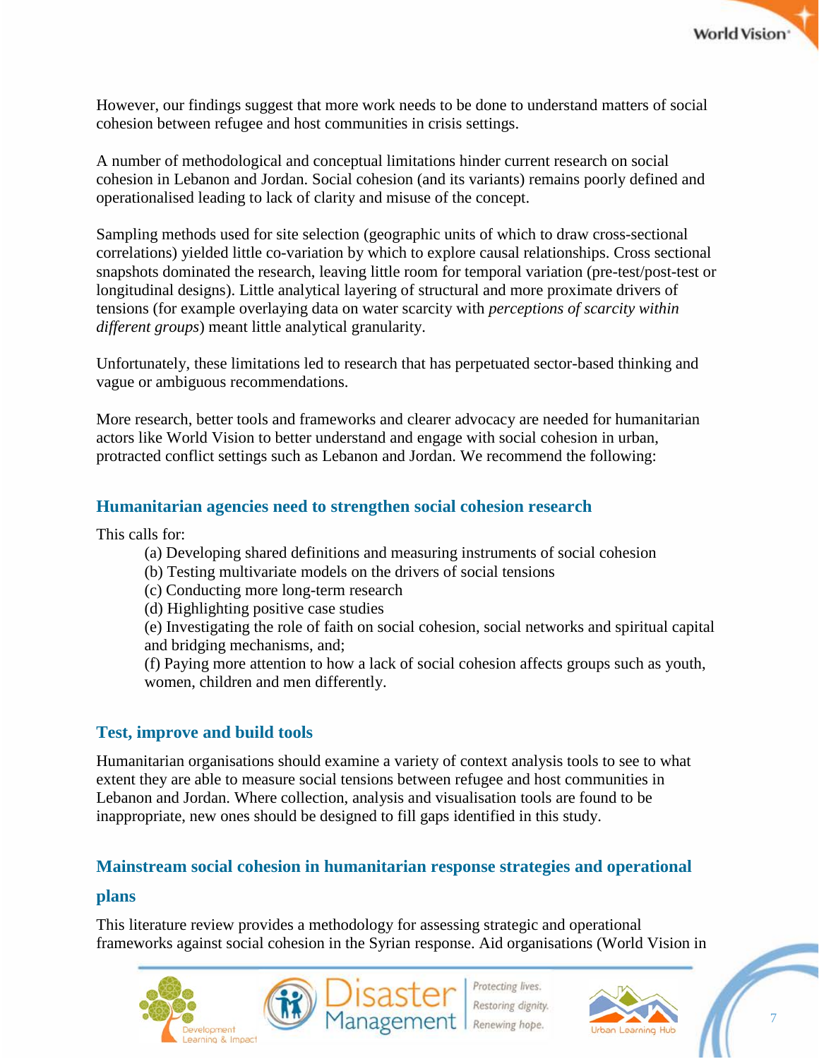However, our findings suggest that more work needs to be done to understand matters of social cohesion between refugee and host communities in crisis settings.

A number of methodological and conceptual limitations hinder current research on social cohesion in Lebanon and Jordan. Social cohesion (and its variants) remains poorly defined and operationalised leading to lack of clarity and misuse of the concept.

Sampling methods used for site selection (geographic units of which to draw cross-sectional correlations) yielded little co-variation by which to explore causal relationships. Cross sectional snapshots dominated the research, leaving little room for temporal variation (pre-test/post-test or longitudinal designs). Little analytical layering of structural and more proximate drivers of tensions (for example overlaying data on water scarcity with *perceptions of scarcity within different groups*) meant little analytical granularity.

Unfortunately, these limitations led to research that has perpetuated sector-based thinking and vague or ambiguous recommendations.

More research, better tools and frameworks and clearer advocacy are needed for humanitarian actors like World Vision to better understand and engage with social cohesion in urban, protracted conflict settings such as Lebanon and Jordan. We recommend the following:

### Humanitarian agencies need to strengthen social cohesion research

This calls for:

(a) Developing shared definitions and measuring instruments of social cohesion
(b) Testing multivariate models on the drivers of social tensions
(c) Conducting more long-term research
(d) Highlighting positive case studies
(e) Investigating the role of faith on social cohesion, social networks and spiritual capital and bridging mechanisms, and;
(f) Paying more attention to how a lack of social cohesion affects groups such as youth, women, children and men differently.

### Test, improve and build tools

Humanitarian organisations should examine a variety of context analysis tools to see to what extent they are able to measure social tensions between refugee and host communities in Lebanon and Jordan. Where collection, analysis and visualisation tools are found to be inappropriate, new ones should be designed to fill gaps identified in this study.

### Mainstream social cohesion in humanitarian response strategies and operational plans

This literature review provides a methodology for assessing strategic and operational frameworks against social cohesion in the Syrian response. Aid organisations (World Vision in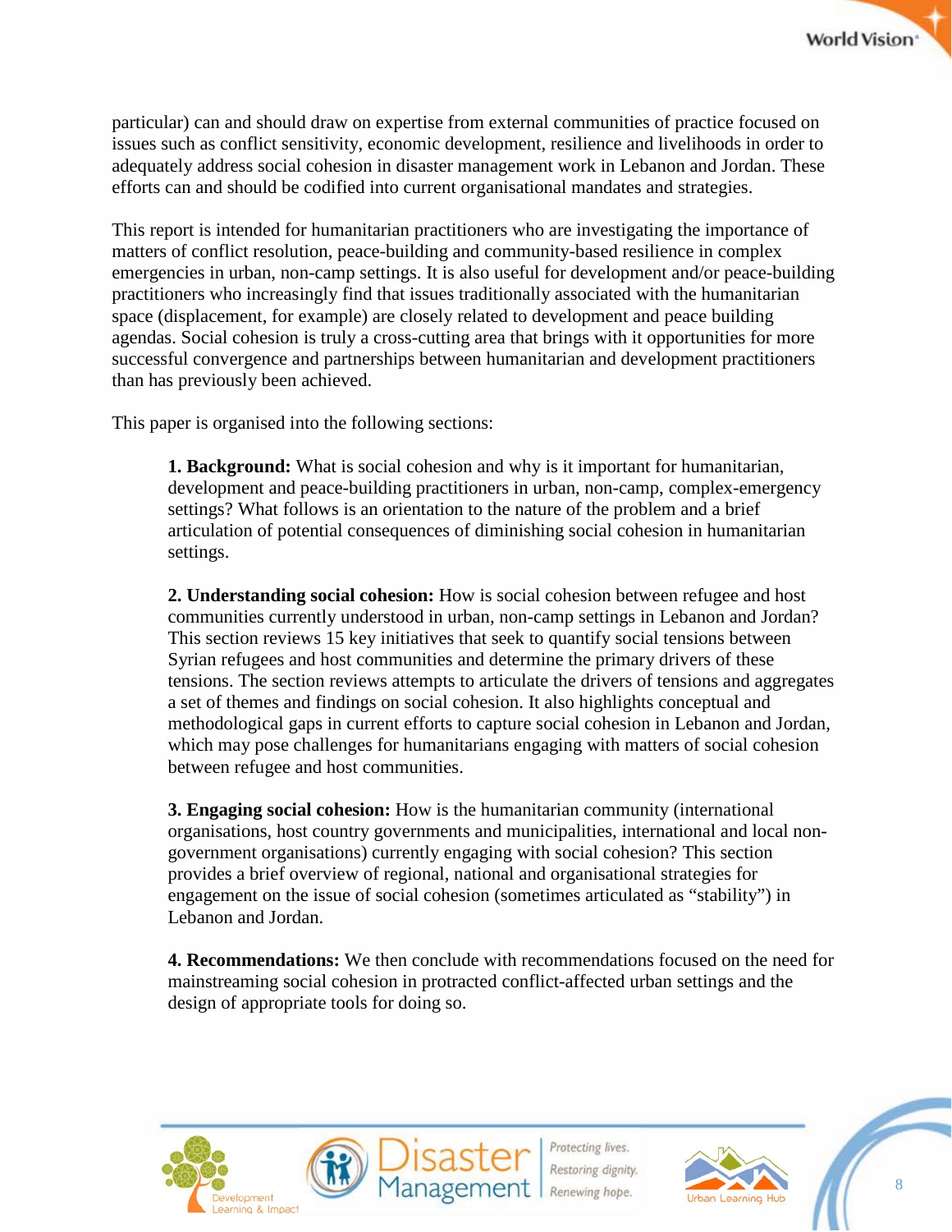particular) can and should draw on expertise from external communities of practice focused on issues such as conflict sensitivity, economic development, resilience and livelihoods in order to adequately address social cohesion in disaster management work in Lebanon and Jordan. These efforts can and should be codified into current organisational mandates and strategies.

This report is intended for humanitarian practitioners who are investigating the importance of matters of conflict resolution, peace-building and community-based resilience in complex emergencies in urban, non-camp settings. It is also useful for development and/or peace-building practitioners who increasingly find that issues traditionally associated with the humanitarian space (displacement, for example) are closely related to development and peace building agendas. Social cohesion is truly a cross-cutting area that brings with it opportunities for more successful convergence and partnerships between humanitarian and development practitioners than has previously been achieved.

This paper is organised into the following sections:

**1. Background:** What is social cohesion and why is it important for humanitarian, development and peace-building practitioners in urban, non-camp, complex-emergency settings? What follows is an orientation to the nature of the problem and a brief articulation of potential consequences of diminishing social cohesion in humanitarian settings.

**2. Understanding social cohesion:** How is social cohesion between refugee and host communities currently understood in urban, non-camp settings in Lebanon and Jordan? This section reviews 15 key initiatives that seek to quantify social tensions between Syrian refugees and host communities and determine the primary drivers of these tensions. The section reviews attempts to articulate the drivers of tensions and aggregates a set of themes and findings on social cohesion. It also highlights conceptual and methodological gaps in current efforts to capture social cohesion in Lebanon and Jordan, which may pose challenges for humanitarians engaging with matters of social cohesion between refugee and host communities.

**3. Engaging social cohesion:** How is the humanitarian community (international organisations, host country governments and municipalities, international and local non-government organisations) currently engaging with social cohesion? This section provides a brief overview of regional, national and organisational strategies for engagement on the issue of social cohesion (sometimes articulated as "stability") in Lebanon and Jordan.

**4. Recommendations:** We then conclude with recommendations focused on the need for mainstreaming social cohesion in protracted conflict-affected urban settings and the design of appropriate tools for doing so.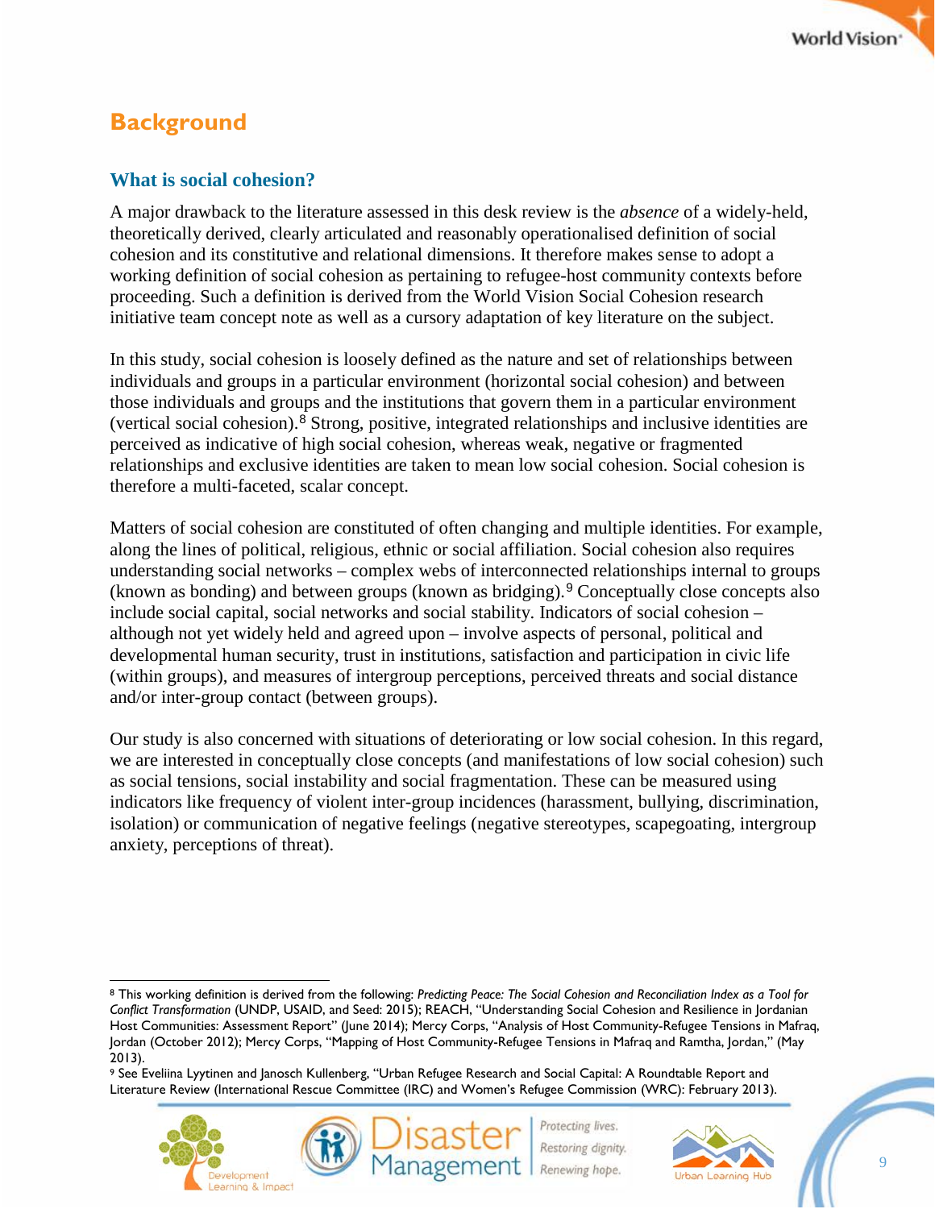## Background

### What is social cohesion?

A major drawback to the literature assessed in this desk review is the *absence* of a widely-held, theoretically derived, clearly articulated and reasonably operationalised definition of social cohesion and its constitutive and relational dimensions. It therefore makes sense to adopt a working definition of social cohesion as pertaining to refugee-host community contexts before proceeding. Such a definition is derived from the World Vision Social Cohesion research initiative team concept note as well as a cursory adaptation of key literature on the subject.

In this study, social cohesion is loosely defined as the nature and set of relationships between individuals and groups in a particular environment (horizontal social cohesion) and between those individuals and groups and the institutions that govern them in a particular environment (vertical social cohesion).[8] Strong, positive, integrated relationships and inclusive identities are perceived as indicative of high social cohesion, whereas weak, negative or fragmented relationships and exclusive identities are taken to mean low social cohesion. Social cohesion is therefore a multi-faceted, scalar concept.

Matters of social cohesion are constituted of often changing and multiple identities. For example, along the lines of political, religious, ethnic or social affiliation. Social cohesion also requires understanding social networks – complex webs of interconnected relationships internal to groups (known as bonding) and between groups (known as bridging).[9] Conceptually close concepts also include social capital, social networks and social stability. Indicators of social cohesion – although not yet widely held and agreed upon – involve aspects of personal, political and developmental human security, trust in institutions, satisfaction and participation in civic life (within groups), and measures of intergroup perceptions, perceived threats and social distance and/or inter-group contact (between groups).

Our study is also concerned with situations of deteriorating or low social cohesion. In this regard, we are interested in conceptually close concepts (and manifestations of low social cohesion) such as social tensions, social instability and social fragmentation. These can be measured using indicators like frequency of violent inter-group incidences (harassment, bullying, discrimination, isolation) or communication of negative feelings (negative stereotypes, scapegoating, intergroup anxiety, perceptions of threat).

---

[8] This working definition is derived from the following: *Predicting Peace: The Social Cohesion and Reconciliation Index as a Tool for Conflict Transformation* (UNDP, USAID, and Seed: 2015); REACH, "Understanding Social Cohesion and Resilience in Jordanian Host Communities: Assessment Report" (June 2014); Mercy Corps, "Analysis of Host Community-Refugee Tensions in Mafraq, Jordan (October 2012); Mercy Corps, "Mapping of Host Community-Refugee Tensions in Mafraq and Ramtha, Jordan," (May 2013).

[9] See Eveliina Lyytinen and Janosch Kullenberg, "Urban Refugee Research and Social Capital: A Roundtable Report and Literature Review (International Rescue Committee (IRC) and Women's Refugee Commission (WRC): February 2013).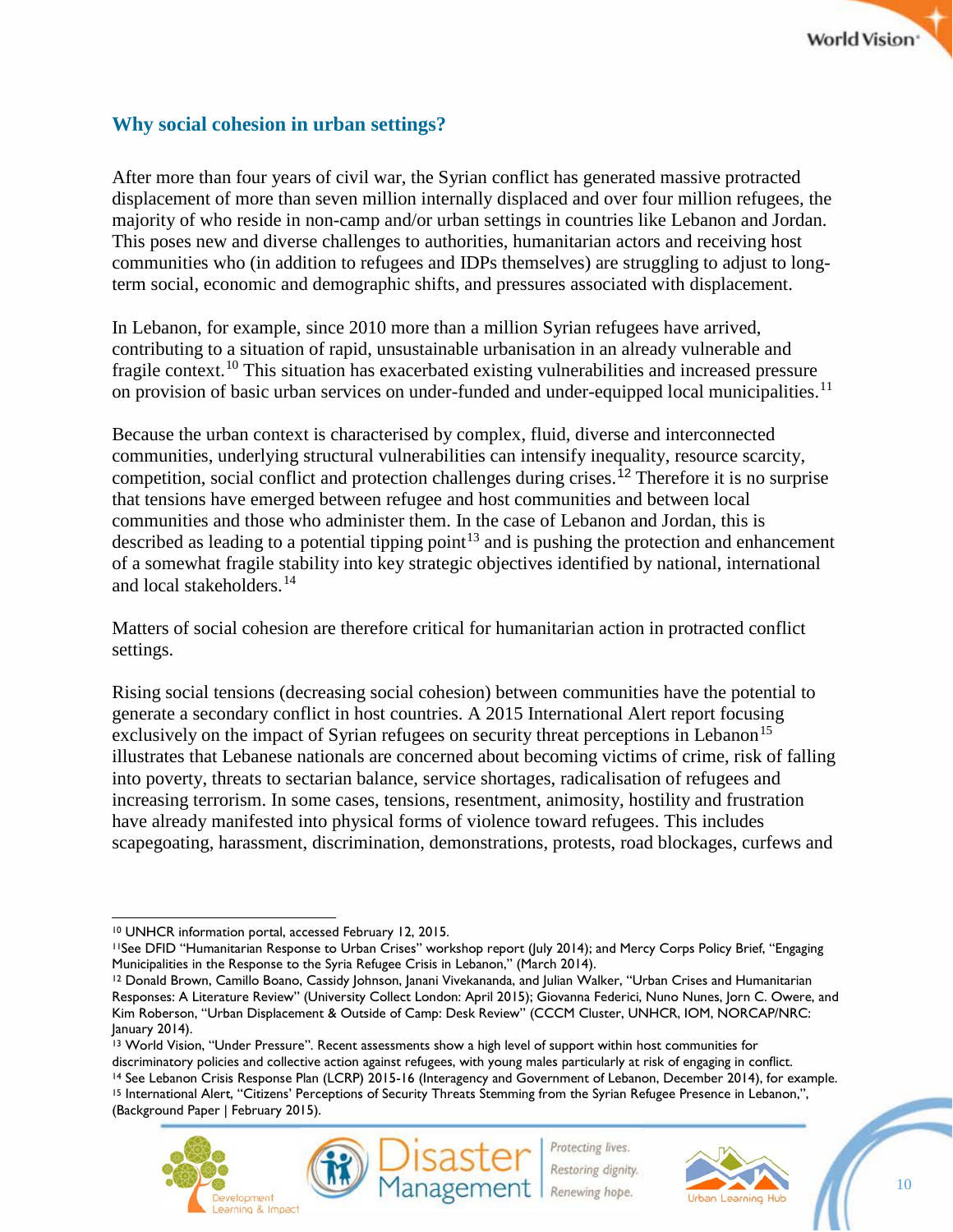## Why social cohesion in urban settings?

After more than four years of civil war, the Syrian conflict has generated massive protracted displacement of more than seven million internally displaced and over four million refugees, the majority of who reside in non-camp and/or urban settings in countries like Lebanon and Jordan. This poses new and diverse challenges to authorities, humanitarian actors and receiving host communities who (in addition to refugees and IDPs themselves) are struggling to adjust to long-term social, economic and demographic shifts, and pressures associated with displacement.

In Lebanon, for example, since 2010 more than a million Syrian refugees have arrived, contributing to a situation of rapid, unsustainable urbanisation in an already vulnerable and fragile context.[10] This situation has exacerbated existing vulnerabilities and increased pressure on provision of basic urban services on under-funded and under-equipped local municipalities.[11]

Because the urban context is characterised by complex, fluid, diverse and interconnected communities, underlying structural vulnerabilities can intensify inequality, resource scarcity, competition, social conflict and protection challenges during crises.[12] Therefore it is no surprise that tensions have emerged between refugee and host communities and between local communities and those who administer them. In the case of Lebanon and Jordan, this is described as leading to a potential tipping point[13] and is pushing the protection and enhancement of a somewhat fragile stability into key strategic objectives identified by national, international and local stakeholders.[14]

Matters of social cohesion are therefore critical for humanitarian action in protracted conflict settings.

Rising social tensions (decreasing social cohesion) between communities have the potential to generate a secondary conflict in host countries. A 2015 International Alert report focusing exclusively on the impact of Syrian refugees on security threat perceptions in Lebanon[15] illustrates that Lebanese nationals are concerned about becoming victims of crime, risk of falling into poverty, threats to sectarian balance, service shortages, radicalisation of refugees and increasing terrorism. In some cases, tensions, resentment, animosity, hostility and frustration have already manifested into physical forms of violence toward refugees. This includes scapegoating, harassment, discrimination, demonstrations, protests, road blockages, curfews and

---

[10] UNHCR information portal, accessed February 12, 2015.

[11] See DFID "Humanitarian Response to Urban Crises" workshop report (July 2014); and Mercy Corps Policy Brief, "Engaging Municipalities in the Response to the Syria Refugee Crisis in Lebanon," (March 2014).

[12] Donald Brown, Camillo Boano, Cassidy Johnson, Janani Vivekananda, and Julian Walker, "Urban Crises and Humanitarian Responses: A Literature Review" (University Collect London: April 2015); Giovanna Federici, Nuno Nunes, Jorn C. Owere, and Kim Roberson, "Urban Displacement & Outside of Camp: Desk Review" (CCCM Cluster, UNHCR, IOM, NORCAP/NRC: January 2014).

[13] World Vision, "Under Pressure". Recent assessments show a high level of support within host communities for discriminatory policies and collective action against refugees, with young males particularly at risk of engaging in conflict.

[14] See Lebanon Crisis Response Plan (LCRP) 2015-16 (Interagency and Government of Lebanon, December 2014), for example.

[15] International Alert, "Citizens' Perceptions of Security Threats Stemming from the Syrian Refugee Presence in Lebanon,", (Background Paper | February 2015).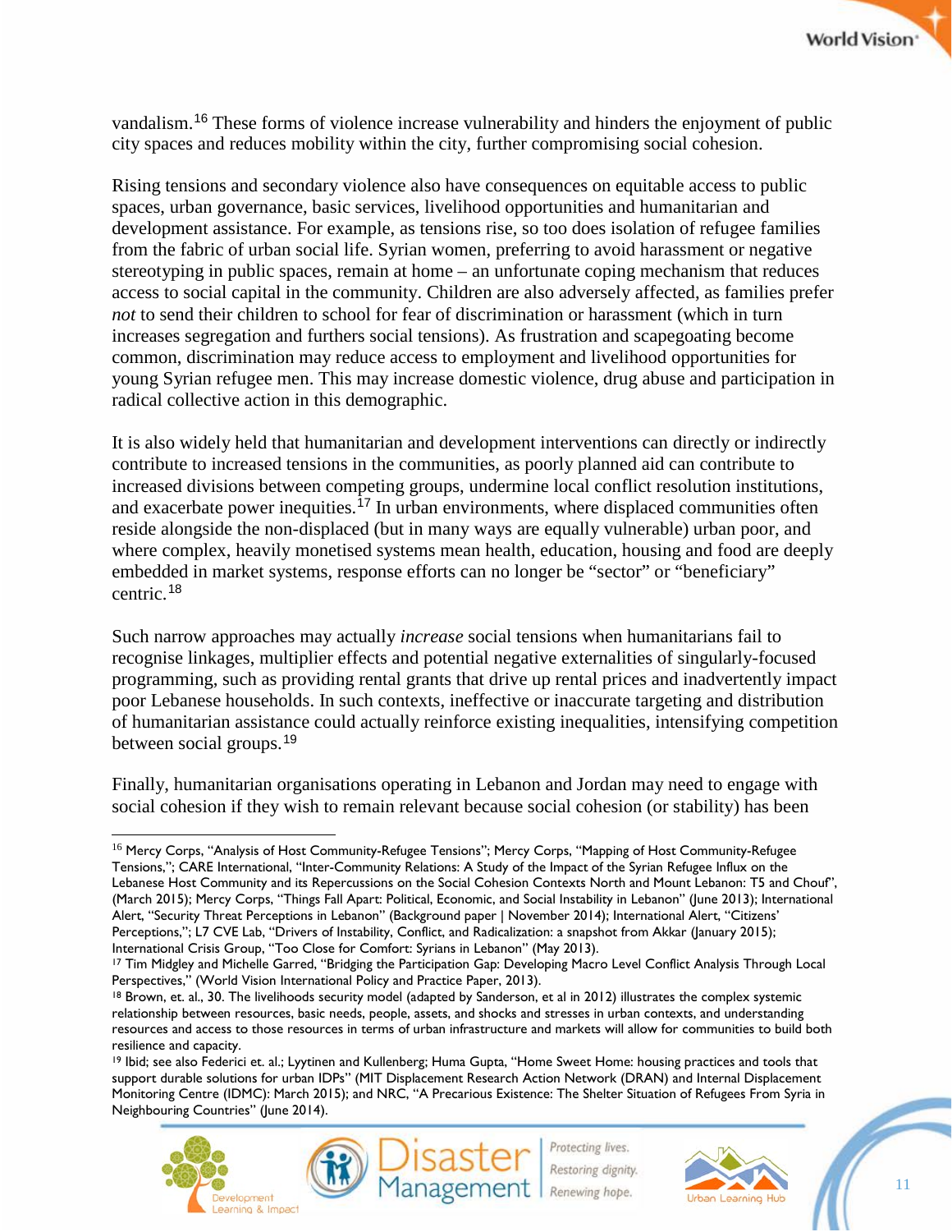vandalism.[16] These forms of violence increase vulnerability and hinders the enjoyment of public city spaces and reduces mobility within the city, further compromising social cohesion.

Rising tensions and secondary violence also have consequences on equitable access to public spaces, urban governance, basic services, livelihood opportunities and humanitarian and development assistance. For example, as tensions rise, so too does isolation of refugee families from the fabric of urban social life. Syrian women, preferring to avoid harassment or negative stereotyping in public spaces, remain at home – an unfortunate coping mechanism that reduces access to social capital in the community. Children are also adversely affected, as families prefer *not* to send their children to school for fear of discrimination or harassment (which in turn increases segregation and furthers social tensions). As frustration and scapegoating become common, discrimination may reduce access to employment and livelihood opportunities for young Syrian refugee men. This may increase domestic violence, drug abuse and participation in radical collective action in this demographic.

It is also widely held that humanitarian and development interventions can directly or indirectly contribute to increased tensions in the communities, as poorly planned aid can contribute to increased divisions between competing groups, undermine local conflict resolution institutions, and exacerbate power inequities.[17] In urban environments, where displaced communities often reside alongside the non-displaced (but in many ways are equally vulnerable) urban poor, and where complex, heavily monetised systems mean health, education, housing and food are deeply embedded in market systems, response efforts can no longer be "sector" or "beneficiary" centric.[18]

Such narrow approaches may actually *increase* social tensions when humanitarians fail to recognise linkages, multiplier effects and potential negative externalities of singularly-focused programming, such as providing rental grants that drive up rental prices and inadvertently impact poor Lebanese households. In such contexts, ineffective or inaccurate targeting and distribution of humanitarian assistance could actually reinforce existing inequalities, intensifying competition between social groups.[19]

Finally, humanitarian organisations operating in Lebanon and Jordan may need to engage with social cohesion if they wish to remain relevant because social cohesion (or stability) has been

---

[16] Mercy Corps, "Analysis of Host Community-Refugee Tensions"; Mercy Corps, "Mapping of Host Community-Refugee Tensions,"; CARE International, "Inter-Community Relations: A Study of the Impact of the Syrian Refugee Influx on the Lebanese Host Community and its Repercussions on the Social Cohesion Contexts North and Mount Lebanon: T5 and Chouf", (March 2015); Mercy Corps, "Things Fall Apart: Political, Economic, and Social Instability in Lebanon" (June 2013); International Alert, "Security Threat Perceptions in Lebanon" (Background paper | November 2014); International Alert, "Citizens' Perceptions,"; L7 CVE Lab, "Drivers of Instability, Conflict, and Radicalization: a snapshot from Akkar (January 2015); International Crisis Group, "Too Close for Comfort: Syrians in Lebanon" (May 2013).

[17] Tim Midgley and Michelle Garred, "Bridging the Participation Gap: Developing Macro Level Conflict Analysis Through Local Perspectives," (World Vision International Policy and Practice Paper, 2013).

[18] Brown, et. al., 30. The livelihoods security model (adapted by Sanderson, et al in 2012) illustrates the complex systemic relationship between resources, basic needs, people, assets, and shocks and stresses in urban contexts, and understanding resources and access to those resources in terms of urban infrastructure and markets will allow for communities to build both resilience and capacity.

[19] Ibid; see also Federici et. al.; Lyytinen and Kullenberg; Huma Gupta, "Home Sweet Home: housing practices and tools that support durable solutions for urban IDPs" (MIT Displacement Research Action Network (DRAN) and Internal Displacement Monitoring Centre (IDMC): March 2015); and NRC, "A Precarious Existence: The Shelter Situation of Refugees From Syria in Neighbouring Countries" (June 2014).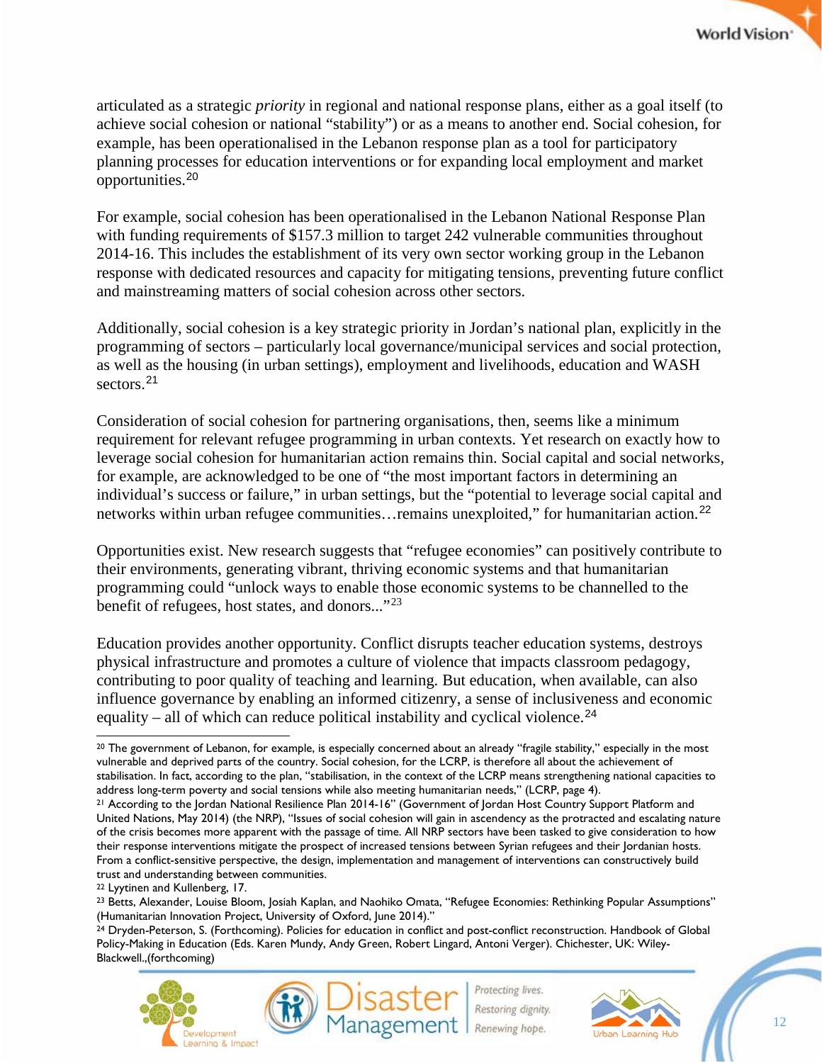articulated as a strategic *priority* in regional and national response plans, either as a goal itself (to achieve social cohesion or national "stability") or as a means to another end. Social cohesion, for example, has been operationalised in the Lebanon response plan as a tool for participatory planning processes for education interventions or for expanding local employment and market opportunities.[20]

For example, social cohesion has been operationalised in the Lebanon National Response Plan with funding requirements of $157.3 million to target 242 vulnerable communities throughout 2014-16. This includes the establishment of its very own sector working group in the Lebanon response with dedicated resources and capacity for mitigating tensions, preventing future conflict and mainstreaming matters of social cohesion across other sectors.

Additionally, social cohesion is a key strategic priority in Jordan's national plan, explicitly in the programming of sectors – particularly local governance/municipal services and social protection, as well as the housing (in urban settings), employment and livelihoods, education and WASH sectors.[21]

Consideration of social cohesion for partnering organisations, then, seems like a minimum requirement for relevant refugee programming in urban contexts. Yet research on exactly how to leverage social cohesion for humanitarian action remains thin. Social capital and social networks, for example, are acknowledged to be one of "the most important factors in determining an individual's success or failure," in urban settings, but the "potential to leverage social capital and networks within urban refugee communities…remains unexploited," for humanitarian action.[22]

Opportunities exist. New research suggests that "refugee economies" can positively contribute to their environments, generating vibrant, thriving economic systems and that humanitarian programming could "unlock ways to enable those economic systems to be channelled to the benefit of refugees, host states, and donors..."[23]

Education provides another opportunity. Conflict disrupts teacher education systems, destroys physical infrastructure and promotes a culture of violence that impacts classroom pedagogy, contributing to poor quality of teaching and learning. But education, when available, can also influence governance by enabling an informed citizenry, a sense of inclusiveness and economic equality – all of which can reduce political instability and cyclical violence.[24]

---

[20] The government of Lebanon, for example, is especially concerned about an already "fragile stability," especially in the most vulnerable and deprived parts of the country. Social cohesion, for the LCRP, is therefore all about the achievement of stabilisation. In fact, according to the plan, "stabilisation, in the context of the LCRP means strengthening national capacities to address long-term poverty and social tensions while also meeting humanitarian needs," (LCRP, page 4).

[21] According to the Jordan National Resilience Plan 2014-16" (Government of Jordan Host Country Support Platform and United Nations, May 2014) (the NRP), "Issues of social cohesion will gain in ascendency as the protracted and escalating nature of the crisis becomes more apparent with the passage of time. All NRP sectors have been tasked to give consideration to how their response interventions mitigate the prospect of increased tensions between Syrian refugees and their Jordanian hosts. From a conflict-sensitive perspective, the design, implementation and management of interventions can constructively build trust and understanding between communities.

[22] Lyytinen and Kullenberg, 17.

[23] Betts, Alexander, Louise Bloom, Josiah Kaplan, and Naohiko Omata, "Refugee Economies: Rethinking Popular Assumptions" (Humanitarian Innovation Project, University of Oxford, June 2014)."

[24] Dryden-Peterson, S. (Forthcoming). Policies for education in conflict and post-conflict reconstruction. Handbook of Global Policy-Making in Education (Eds. Karen Mundy, Andy Green, Robert Lingard, Antoni Verger). Chichester, UK: Wiley-Blackwell.,(forthcoming)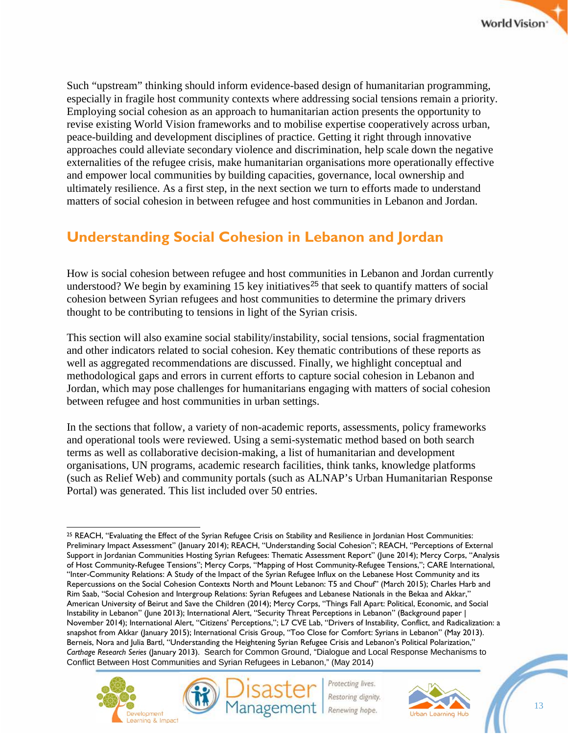Such "upstream" thinking should inform evidence-based design of humanitarian programming, especially in fragile host community contexts where addressing social tensions remain a priority. Employing social cohesion as an approach to humanitarian action presents the opportunity to revise existing World Vision frameworks and to mobilise expertise cooperatively across urban, peace-building and development disciplines of practice. Getting it right through innovative approaches could alleviate secondary violence and discrimination, help scale down the negative externalities of the refugee crisis, make humanitarian organisations more operationally effective and empower local communities by building capacities, governance, local ownership and ultimately resilience. As a first step, in the next section we turn to efforts made to understand matters of social cohesion in between refugee and host communities in Lebanon and Jordan.

## Understanding Social Cohesion in Lebanon and Jordan

How is social cohesion between refugee and host communities in Lebanon and Jordan currently understood? We begin by examining 15 key initiatives[25] that seek to quantify matters of social cohesion between Syrian refugees and host communities to determine the primary drivers thought to be contributing to tensions in light of the Syrian crisis.

This section will also examine social stability/instability, social tensions, social fragmentation and other indicators related to social cohesion. Key thematic contributions of these reports as well as aggregated recommendations are discussed. Finally, we highlight conceptual and methodological gaps and errors in current efforts to capture social cohesion in Lebanon and Jordan, which may pose challenges for humanitarians engaging with matters of social cohesion between refugee and host communities in urban settings.

In the sections that follow, a variety of non-academic reports, assessments, policy frameworks and operational tools were reviewed. Using a semi-systematic method based on both search terms as well as collaborative decision-making, a list of humanitarian and development organisations, UN programs, academic research facilities, think tanks, knowledge platforms (such as Relief Web) and community portals (such as ALNAP's Urban Humanitarian Response Portal) was generated. This list included over 50 entries.

---

[25] REACH, "Evaluating the Effect of the Syrian Refugee Crisis on Stability and Resilience in Jordanian Host Communities: Preliminary Impact Assessment" (January 2014); REACH, "Understanding Social Cohesion"; REACH, "Perceptions of External Support in Jordanian Communities Hosting Syrian Refugees: Thematic Assessment Report" (June 2014); Mercy Corps, "Analysis of Host Community-Refugee Tensions"; Mercy Corps, "Mapping of Host Community-Refugee Tensions,"; CARE International, "Inter-Community Relations: A Study of the Impact of the Syrian Refugee Influx on the Lebanese Host Community and its Repercussions on the Social Cohesion Contexts North and Mount Lebanon: T5 and Chouf" (March 2015); Charles Harb and Rim Saab, "Social Cohesion and Intergroup Relations: Syrian Refugees and Lebanese Nationals in the Bekaa and Akkar," American University of Beirut and Save the Children (2014); Mercy Corps, "Things Fall Apart: Political, Economic, and Social Instability in Lebanon" (June 2013); International Alert, "Security Threat Perceptions in Lebanon" (Background paper | November 2014); International Alert, "Citizens' Perceptions,"; L7 CVE Lab, "Drivers of Instability, Conflict, and Radicalization: a snapshot from Akkar (January 2015); International Crisis Group, "Too Close for Comfort: Syrians in Lebanon" (May 2013). Berneis, Nora and Julia Bartl, "Understanding the Heightening Syrian Refugee Crisis and Lebanon's Political Polarization," *Carthage Research Series* (January 2013). Search for Common Ground, "Dialogue and Local Response Mechanisms to Conflict Between Host Communities and Syrian Refugees in Lebanon," (May 2014)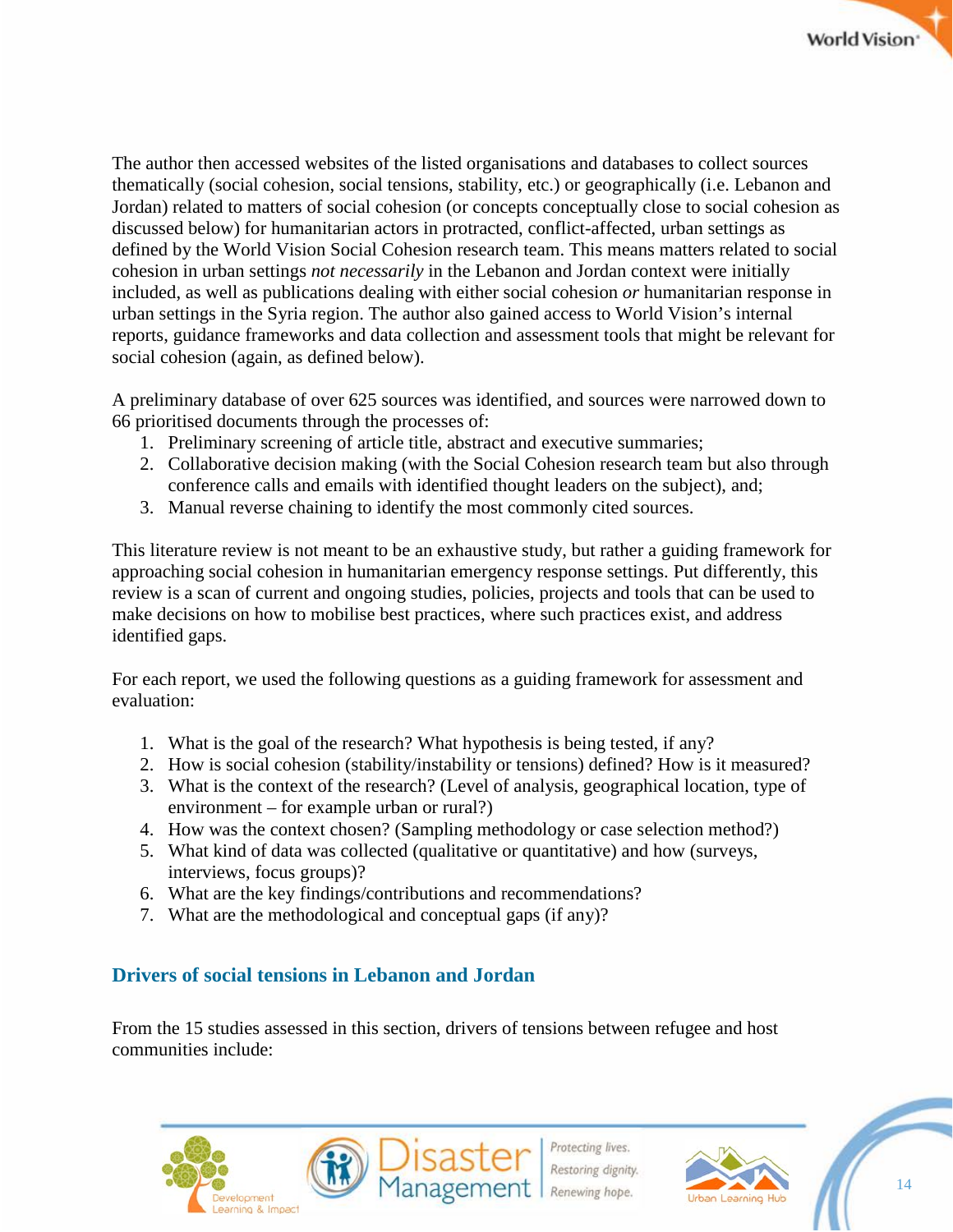The author then accessed websites of the listed organisations and databases to collect sources thematically (social cohesion, social tensions, stability, etc.) or geographically (i.e. Lebanon and Jordan) related to matters of social cohesion (or concepts conceptually close to social cohesion as discussed below) for humanitarian actors in protracted, conflict-affected, urban settings as defined by the World Vision Social Cohesion research team. This means matters related to social cohesion in urban settings *not necessarily* in the Lebanon and Jordan context were initially included, as well as publications dealing with either social cohesion *or* humanitarian response in urban settings in the Syria region. The author also gained access to World Vision's internal reports, guidance frameworks and data collection and assessment tools that might be relevant for social cohesion (again, as defined below).

A preliminary database of over 625 sources was identified, and sources were narrowed down to 66 prioritised documents through the processes of:

1. Preliminary screening of article title, abstract and executive summaries;
2. Collaborative decision making (with the Social Cohesion research team but also through conference calls and emails with identified thought leaders on the subject), and;
3. Manual reverse chaining to identify the most commonly cited sources.

This literature review is not meant to be an exhaustive study, but rather a guiding framework for approaching social cohesion in humanitarian emergency response settings. Put differently, this review is a scan of current and ongoing studies, policies, projects and tools that can be used to make decisions on how to mobilise best practices, where such practices exist, and address identified gaps.

For each report, we used the following questions as a guiding framework for assessment and evaluation:

1. What is the goal of the research? What hypothesis is being tested, if any?
2. How is social cohesion (stability/instability or tensions) defined? How is it measured?
3. What is the context of the research? (Level of analysis, geographical location, type of environment – for example urban or rural?)
4. How was the context chosen? (Sampling methodology or case selection method?)
5. What kind of data was collected (qualitative or quantitative) and how (surveys, interviews, focus groups)?
6. What are the key findings/contributions and recommendations?
7. What are the methodological and conceptual gaps (if any)?

## Drivers of social tensions in Lebanon and Jordan

From the 15 studies assessed in this section, drivers of tensions between refugee and host communities include: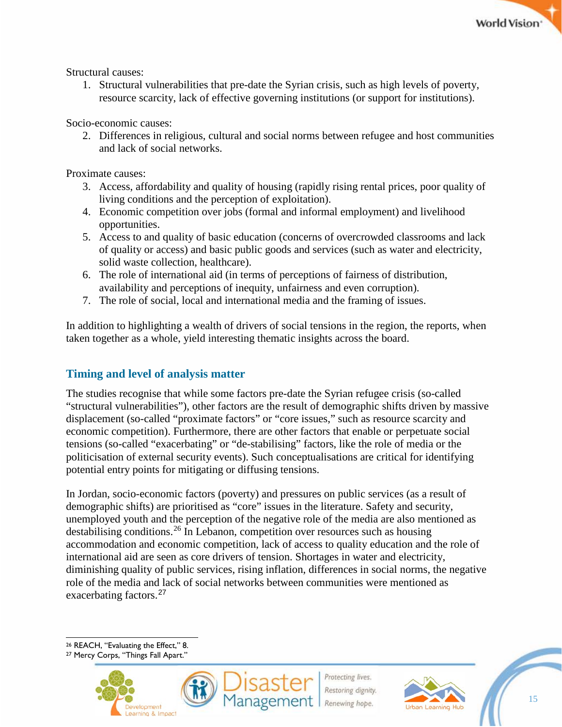Structural causes:

1. Structural vulnerabilities that pre-date the Syrian crisis, such as high levels of poverty, resource scarcity, lack of effective governing institutions (or support for institutions).

Socio-economic causes:

2. Differences in religious, cultural and social norms between refugee and host communities and lack of social networks.

Proximate causes:

3. Access, affordability and quality of housing (rapidly rising rental prices, poor quality of living conditions and the perception of exploitation).
4. Economic competition over jobs (formal and informal employment) and livelihood opportunities.
5. Access to and quality of basic education (concerns of overcrowded classrooms and lack of quality or access) and basic public goods and services (such as water and electricity, solid waste collection, healthcare).
6. The role of international aid (in terms of perceptions of fairness of distribution, availability and perceptions of inequity, unfairness and even corruption).
7. The role of social, local and international media and the framing of issues.

In addition to highlighting a wealth of drivers of social tensions in the region, the reports, when taken together as a whole, yield interesting thematic insights across the board.

## Timing and level of analysis matter

The studies recognise that while some factors pre-date the Syrian refugee crisis (so-called "structural vulnerabilities"), other factors are the result of demographic shifts driven by massive displacement (so-called "proximate factors" or "core issues," such as resource scarcity and economic competition). Furthermore, there are other factors that enable or perpetuate social tensions (so-called "exacerbating" or "de-stabilising" factors, like the role of media or the politicisation of external security events). Such conceptualisations are critical for identifying potential entry points for mitigating or diffusing tensions.

In Jordan, socio-economic factors (poverty) and pressures on public services (as a result of demographic shifts) are prioritised as "core" issues in the literature. Safety and security, unemployed youth and the perception of the negative role of the media are also mentioned as destabilising conditions.[26] In Lebanon, competition over resources such as housing accommodation and economic competition, lack of access to quality education and the role of international aid are seen as core drivers of tension. Shortages in water and electricity, diminishing quality of public services, rising inflation, differences in social norms, the negative role of the media and lack of social networks between communities were mentioned as exacerbating factors.[27]

[26] REACH, "Evaluating the Effect," 8.

[27] Mercy Corps, "Things Fall Apart."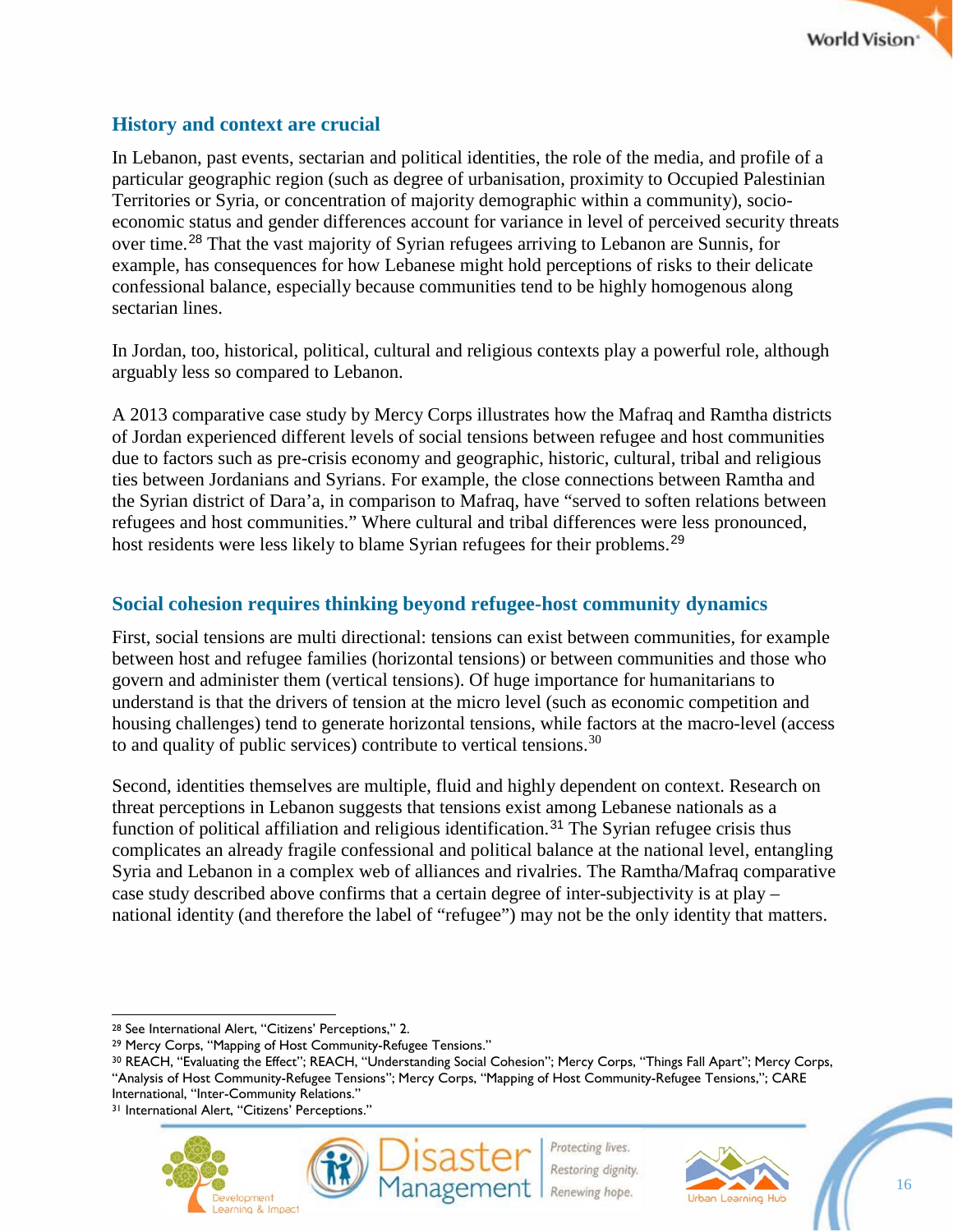## History and context are crucial

In Lebanon, past events, sectarian and political identities, the role of the media, and profile of a particular geographic region (such as degree of urbanisation, proximity to Occupied Palestinian Territories or Syria, or concentration of majority demographic within a community), socio-economic status and gender differences account for variance in level of perceived security threats over time.[28] That the vast majority of Syrian refugees arriving to Lebanon are Sunnis, for example, has consequences for how Lebanese might hold perceptions of risks to their delicate confessional balance, especially because communities tend to be highly homogenous along sectarian lines.

In Jordan, too, historical, political, cultural and religious contexts play a powerful role, although arguably less so compared to Lebanon.

A 2013 comparative case study by Mercy Corps illustrates how the Mafraq and Ramtha districts of Jordan experienced different levels of social tensions between refugee and host communities due to factors such as pre-crisis economy and geographic, historic, cultural, tribal and religious ties between Jordanians and Syrians. For example, the close connections between Ramtha and the Syrian district of Dara'a, in comparison to Mafraq, have "served to soften relations between refugees and host communities." Where cultural and tribal differences were less pronounced, host residents were less likely to blame Syrian refugees for their problems.[29]

## Social cohesion requires thinking beyond refugee-host community dynamics

First, social tensions are multi directional: tensions can exist between communities, for example between host and refugee families (horizontal tensions) or between communities and those who govern and administer them (vertical tensions). Of huge importance for humanitarians to understand is that the drivers of tension at the micro level (such as economic competition and housing challenges) tend to generate horizontal tensions, while factors at the macro-level (access to and quality of public services) contribute to vertical tensions.[30]

Second, identities themselves are multiple, fluid and highly dependent on context. Research on threat perceptions in Lebanon suggests that tensions exist among Lebanese nationals as a function of political affiliation and religious identification.[31] The Syrian refugee crisis thus complicates an already fragile confessional and political balance at the national level, entangling Syria and Lebanon in a complex web of alliances and rivalries. The Ramtha/Mafraq comparative case study described above confirms that a certain degree of inter-subjectivity is at play – national identity (and therefore the label of "refugee") may not be the only identity that matters.

---

[28] See International Alert, "Citizens' Perceptions," 2.

[29] Mercy Corps, "Mapping of Host Community-Refugee Tensions."

[30] REACH, "Evaluating the Effect"; REACH, "Understanding Social Cohesion"; Mercy Corps, "Things Fall Apart"; Mercy Corps, "Analysis of Host Community-Refugee Tensions"; Mercy Corps, "Mapping of Host Community-Refugee Tensions,"; CARE International, "Inter-Community Relations."

[31] International Alert, "Citizens' Perceptions."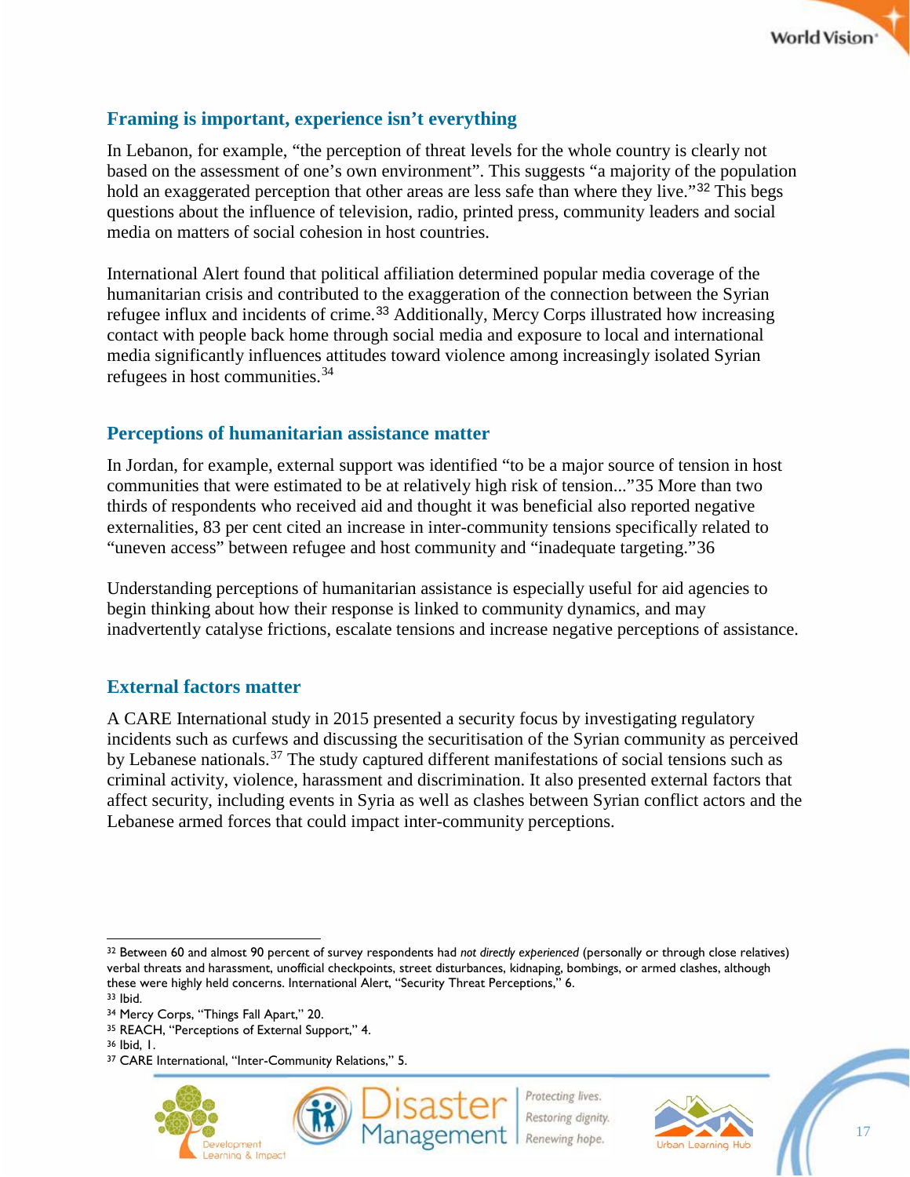### Framing is important, experience isn't everything

In Lebanon, for example, "the perception of threat levels for the whole country is clearly not based on the assessment of one's own environment". This suggests "a majority of the population hold an exaggerated perception that other areas are less safe than where they live."[32] This begs questions about the influence of television, radio, printed press, community leaders and social media on matters of social cohesion in host countries.

International Alert found that political affiliation determined popular media coverage of the humanitarian crisis and contributed to the exaggeration of the connection between the Syrian refugee influx and incidents of crime.[33] Additionally, Mercy Corps illustrated how increasing contact with people back home through social media and exposure to local and international media significantly influences attitudes toward violence among increasingly isolated Syrian refugees in host communities.[34]

### Perceptions of humanitarian assistance matter

In Jordan, for example, external support was identified "to be a major source of tension in host communities that were estimated to be at relatively high risk of tension..."35 More than two thirds of respondents who received aid and thought it was beneficial also reported negative externalities, 83 per cent cited an increase in inter-community tensions specifically related to "uneven access" between refugee and host community and "inadequate targeting."36

Understanding perceptions of humanitarian assistance is especially useful for aid agencies to begin thinking about how their response is linked to community dynamics, and may inadvertently catalyse frictions, escalate tensions and increase negative perceptions of assistance.

### External factors matter

A CARE International study in 2015 presented a security focus by investigating regulatory incidents such as curfews and discussing the securitisation of the Syrian community as perceived by Lebanese nationals.[37] The study captured different manifestations of social tensions such as criminal activity, violence, harassment and discrimination. It also presented external factors that affect security, including events in Syria as well as clashes between Syrian conflict actors and the Lebanese armed forces that could impact inter-community perceptions.

---

[32] Between 60 and almost 90 percent of survey respondents had *not directly experienced* (personally or through close relatives) verbal threats and harassment, unofficial checkpoints, street disturbances, kidnaping, bombings, or armed clashes, although these were highly held concerns. International Alert, "Security Threat Perceptions," 6.

[33] Ibid.

[34] Mercy Corps, "Things Fall Apart," 20.

[35] REACH, "Perceptions of External Support," 4.

[36] Ibid, 1.

[37] CARE International, "Inter-Community Relations," 5.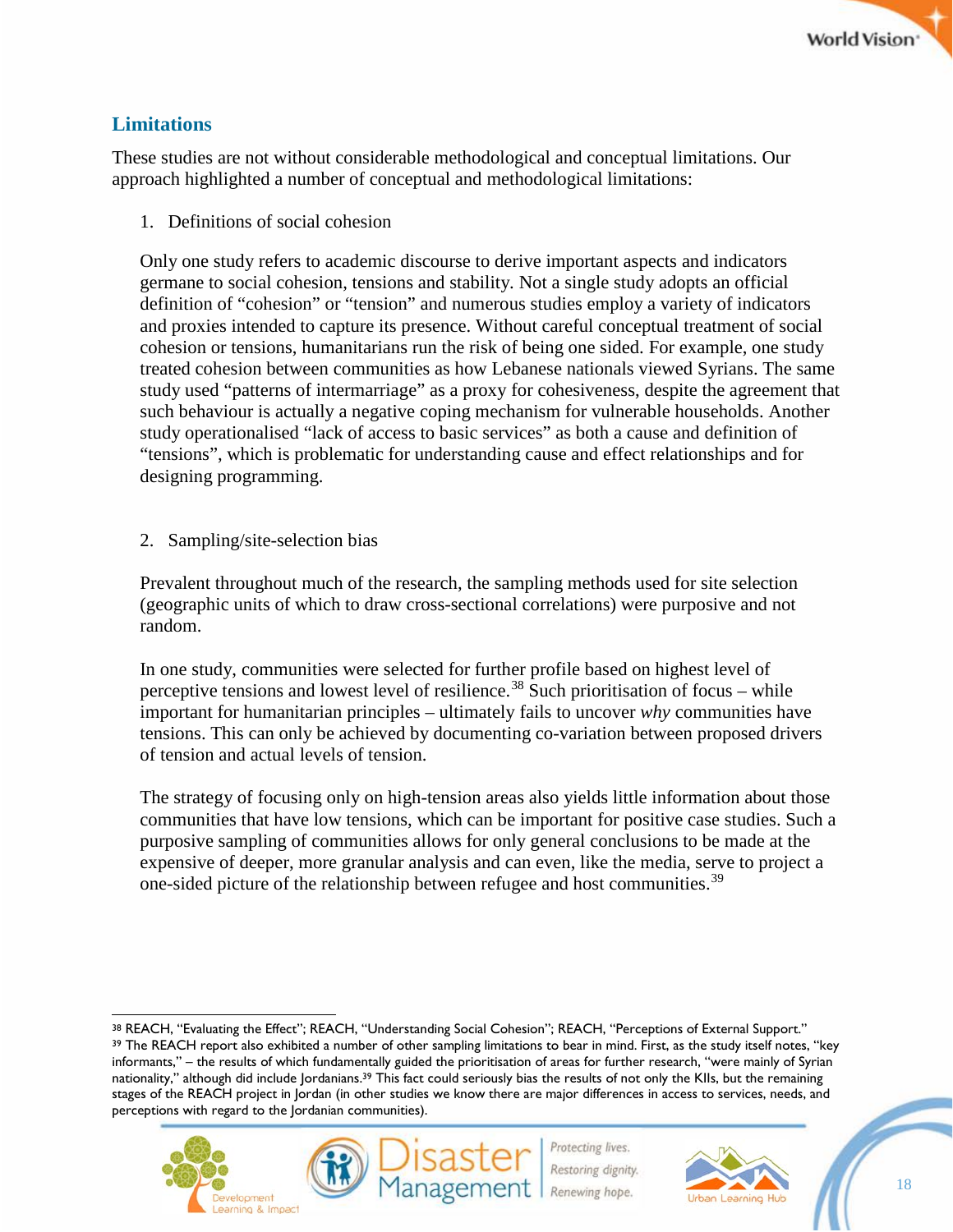## Limitations

These studies are not without considerable methodological and conceptual limitations. Our approach highlighted a number of conceptual and methodological limitations:

1. Definitions of social cohesion

   Only one study refers to academic discourse to derive important aspects and indicators germane to social cohesion, tensions and stability. Not a single study adopts an official definition of "cohesion" or "tension" and numerous studies employ a variety of indicators and proxies intended to capture its presence. Without careful conceptual treatment of social cohesion or tensions, humanitarians run the risk of being one sided. For example, one study treated cohesion between communities as how Lebanese nationals viewed Syrians. The same study used "patterns of intermarriage" as a proxy for cohesiveness, despite the agreement that such behaviour is actually a negative coping mechanism for vulnerable households. Another study operationalised "lack of access to basic services" as both a cause and definition of "tensions", which is problematic for understanding cause and effect relationships and for designing programming.

2. Sampling/site-selection bias

   Prevalent throughout much of the research, the sampling methods used for site selection (geographic units of which to draw cross-sectional correlations) were purposive and not random.

   In one study, communities were selected for further profile based on highest level of perceptive tensions and lowest level of resilience.[38] Such prioritisation of focus – while important for humanitarian principles – ultimately fails to uncover *why* communities have tensions. This can only be achieved by documenting co-variation between proposed drivers of tension and actual levels of tension.

   The strategy of focusing only on high-tension areas also yields little information about those communities that have low tensions, which can be important for positive case studies. Such a purposive sampling of communities allows for only general conclusions to be made at the expensive of deeper, more granular analysis and can even, like the media, serve to project a one-sided picture of the relationship between refugee and host communities.[39]

---

[38] REACH, "Evaluating the Effect"; REACH, "Understanding Social Cohesion"; REACH, "Perceptions of External Support."

[39] The REACH report also exhibited a number of other sampling limitations to bear in mind. First, as the study itself notes, "key informants," – the results of which fundamentally guided the prioritisation of areas for further research, "were mainly of Syrian nationality," although did include Jordanians.[39] This fact could seriously bias the results of not only the KIIs, but the remaining stages of the REACH project in Jordan (in other studies we know there are major differences in access to services, needs, and perceptions with regard to the Jordanian communities).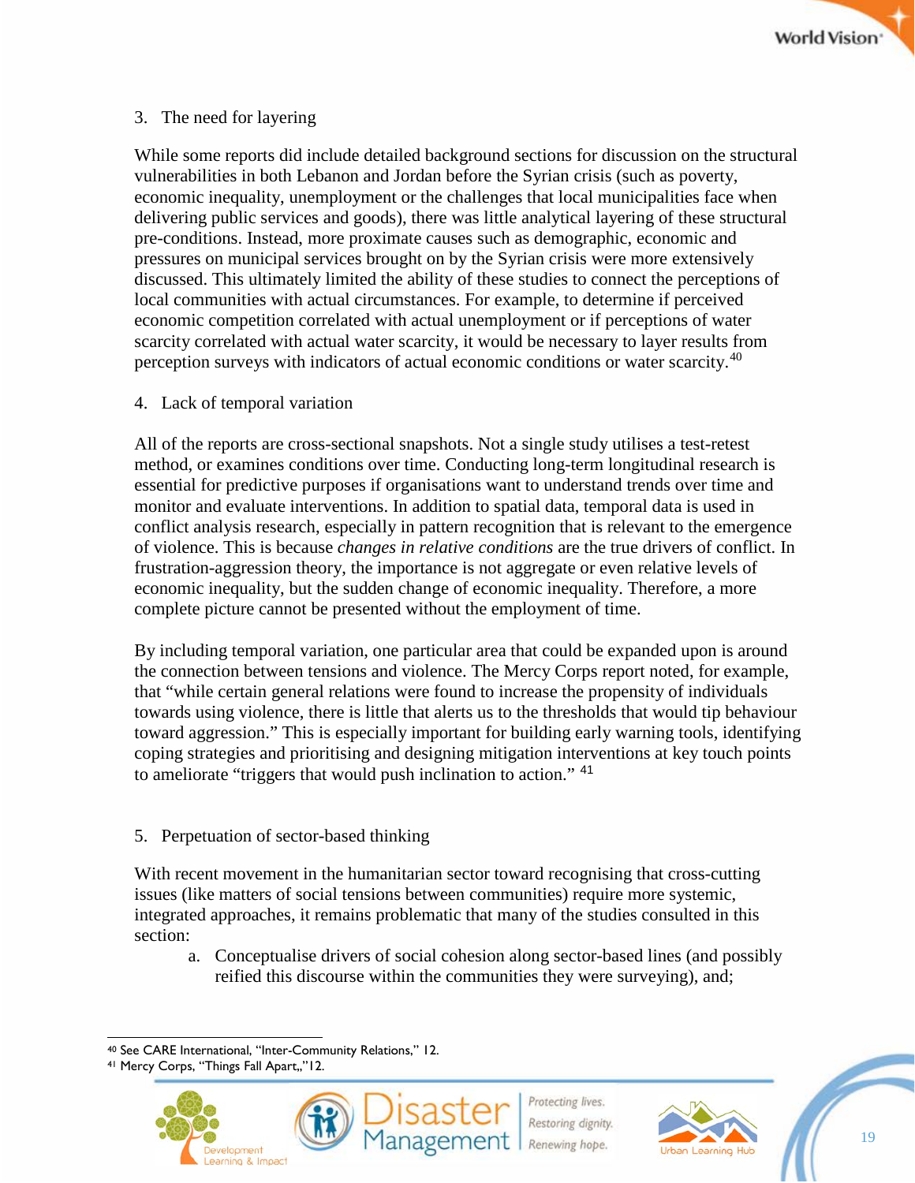3. The need for layering

While some reports did include detailed background sections for discussion on the structural vulnerabilities in both Lebanon and Jordan before the Syrian crisis (such as poverty, economic inequality, unemployment or the challenges that local municipalities face when delivering public services and goods), there was little analytical layering of these structural pre-conditions. Instead, more proximate causes such as demographic, economic and pressures on municipal services brought on by the Syrian crisis were more extensively discussed. This ultimately limited the ability of these studies to connect the perceptions of local communities with actual circumstances. For example, to determine if perceived economic competition correlated with actual unemployment or if perceptions of water scarcity correlated with actual water scarcity, it would be necessary to layer results from perception surveys with indicators of actual economic conditions or water scarcity.[40]

4. Lack of temporal variation

All of the reports are cross-sectional snapshots. Not a single study utilises a test-retest method, or examines conditions over time. Conducting long-term longitudinal research is essential for predictive purposes if organisations want to understand trends over time and monitor and evaluate interventions. In addition to spatial data, temporal data is used in conflict analysis research, especially in pattern recognition that is relevant to the emergence of violence. This is because *changes in relative conditions* are the true drivers of conflict. In frustration-aggression theory, the importance is not aggregate or even relative levels of economic inequality, but the sudden change of economic inequality. Therefore, a more complete picture cannot be presented without the employment of time.

By including temporal variation, one particular area that could be expanded upon is around the connection between tensions and violence. The Mercy Corps report noted, for example, that "while certain general relations were found to increase the propensity of individuals towards using violence, there is little that alerts us to the thresholds that would tip behaviour toward aggression." This is especially important for building early warning tools, identifying coping strategies and prioritising and designing mitigation interventions at key touch points to ameliorate "triggers that would push inclination to action." [41]

5. Perpetuation of sector-based thinking

With recent movement in the humanitarian sector toward recognising that cross-cutting issues (like matters of social tensions between communities) require more systemic, integrated approaches, it remains problematic that many of the studies consulted in this section:

a. Conceptualise drivers of social cohesion along sector-based lines (and possibly reified this discourse within the communities they were surveying), and;

---

[40] See CARE International, "Inter-Community Relations," 12.

[41] Mercy Corps, "Things Fall Apart,,"12.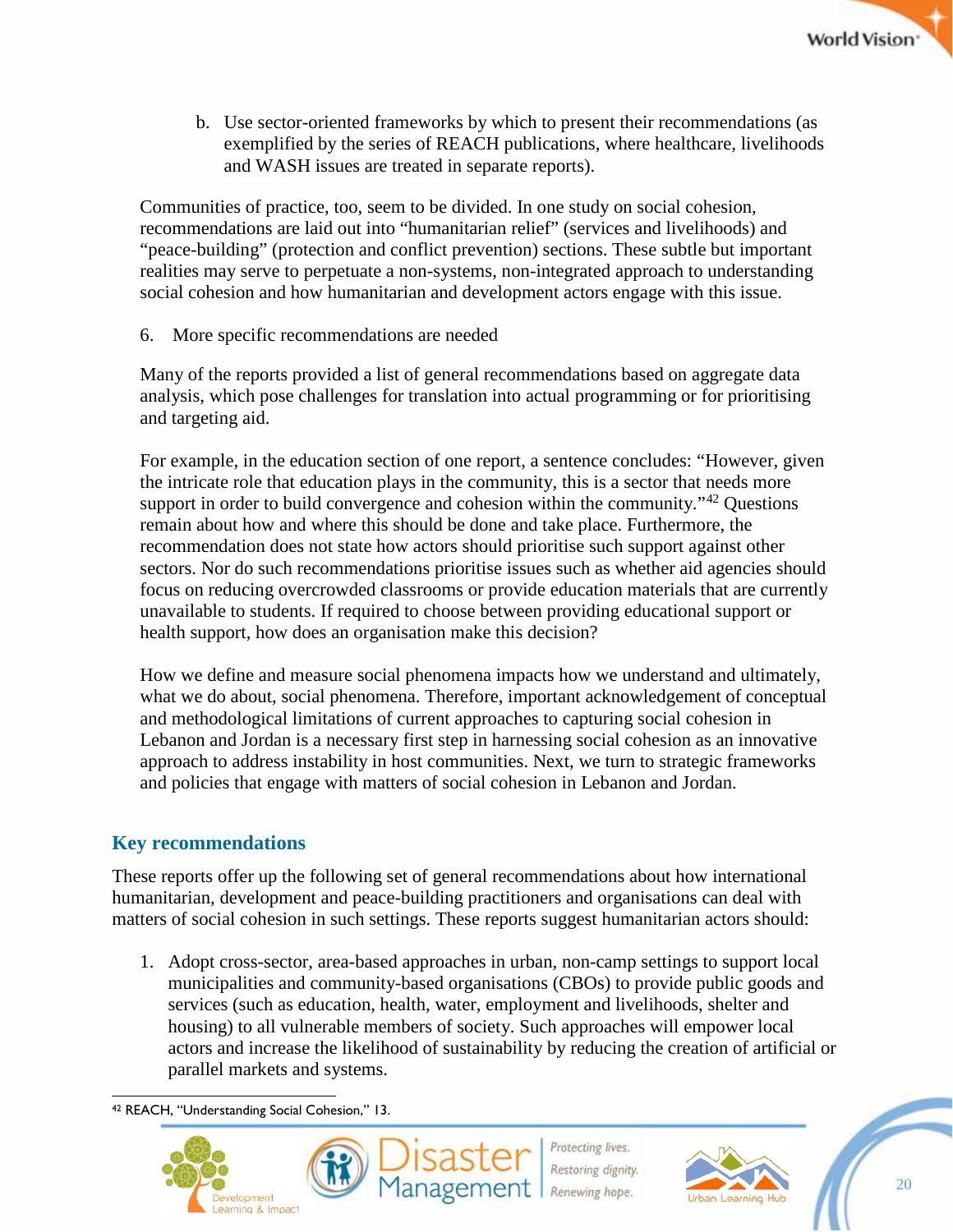b. Use sector-oriented frameworks by which to present their recommendations (as exemplified by the series of REACH publications, where healthcare, livelihoods and WASH issues are treated in separate reports).

Communities of practice, too, seem to be divided. In one study on social cohesion, recommendations are laid out into "humanitarian relief" (services and livelihoods) and "peace-building" (protection and conflict prevention) sections. These subtle but important realities may serve to perpetuate a non-systems, non-integrated approach to understanding social cohesion and how humanitarian and development actors engage with this issue.

6. More specific recommendations are needed

Many of the reports provided a list of general recommendations based on aggregate data analysis, which pose challenges for translation into actual programming or for prioritising and targeting aid.

For example, in the education section of one report, a sentence concludes: "However, given the intricate role that education plays in the community, this is a sector that needs more support in order to build convergence and cohesion within the community."[42] Questions remain about how and where this should be done and take place. Furthermore, the recommendation does not state how actors should prioritise such support against other sectors. Nor do such recommendations prioritise issues such as whether aid agencies should focus on reducing overcrowded classrooms or provide education materials that are currently unavailable to students. If required to choose between providing educational support or health support, how does an organisation make this decision?

How we define and measure social phenomena impacts how we understand and ultimately, what we do about, social phenomena. Therefore, important acknowledgement of conceptual and methodological limitations of current approaches to capturing social cohesion in Lebanon and Jordan is a necessary first step in harnessing social cohesion as an innovative approach to address instability in host communities. Next, we turn to strategic frameworks and policies that engage with matters of social cohesion in Lebanon and Jordan.

## Key recommendations

These reports offer up the following set of general recommendations about how international humanitarian, development and peace-building practitioners and organisations can deal with matters of social cohesion in such settings. These reports suggest humanitarian actors should:

1. Adopt cross-sector, area-based approaches in urban, non-camp settings to support local municipalities and community-based organisations (CBOs) to provide public goods and services (such as education, health, water, employment and livelihoods, shelter and housing) to all vulnerable members of society. Such approaches will empower local actors and increase the likelihood of sustainability by reducing the creation of artificial or parallel markets and systems.

[42] REACH, "Understanding Social Cohesion," 13.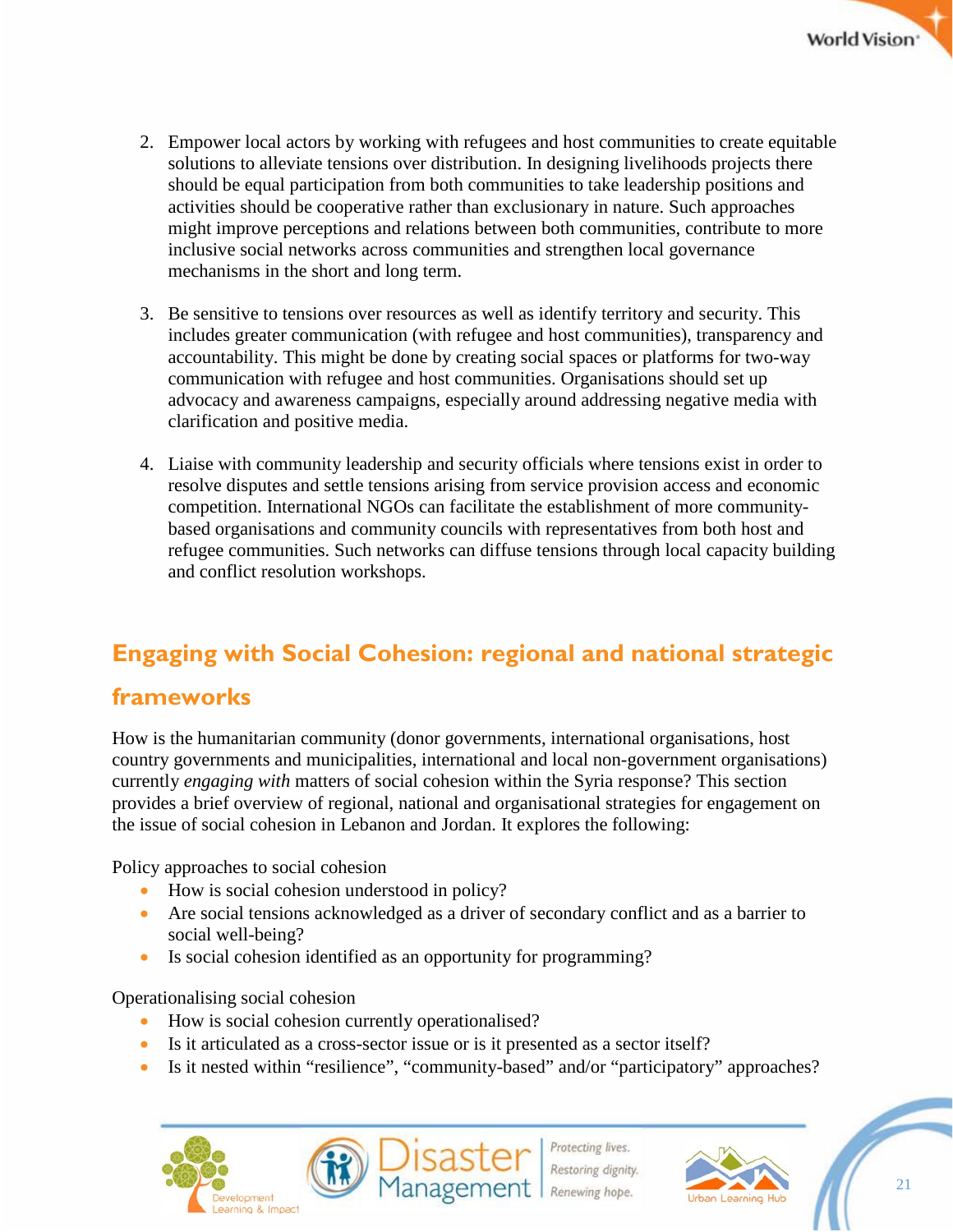2. Empower local actors by working with refugees and host communities to create equitable solutions to alleviate tensions over distribution. In designing livelihoods projects there should be equal participation from both communities to take leadership positions and activities should be cooperative rather than exclusionary in nature. Such approaches might improve perceptions and relations between both communities, contribute to more inclusive social networks across communities and strengthen local governance mechanisms in the short and long term.

3. Be sensitive to tensions over resources as well as identify territory and security. This includes greater communication (with refugee and host communities), transparency and accountability. This might be done by creating social spaces or platforms for two-way communication with refugee and host communities. Organisations should set up advocacy and awareness campaigns, especially around addressing negative media with clarification and positive media.

4. Liaise with community leadership and security officials where tensions exist in order to resolve disputes and settle tensions arising from service provision access and economic competition. International NGOs can facilitate the establishment of more community-based organisations and community councils with representatives from both host and refugee communities. Such networks can diffuse tensions through local capacity building and conflict resolution workshops.

## Engaging with Social Cohesion: regional and national strategic frameworks

How is the humanitarian community (donor governments, international organisations, host country governments and municipalities, international and local non-government organisations) currently *engaging with* matters of social cohesion within the Syria response? This section provides a brief overview of regional, national and organisational strategies for engagement on the issue of social cohesion in Lebanon and Jordan. It explores the following:

Policy approaches to social cohesion

- How is social cohesion understood in policy?
- Are social tensions acknowledged as a driver of secondary conflict and as a barrier to social well-being?
- Is social cohesion identified as an opportunity for programming?

Operationalising social cohesion

- How is social cohesion currently operationalised?
- Is it articulated as a cross-sector issue or is it presented as a sector itself?
- Is it nested within "resilience", "community-based" and/or "participatory" approaches?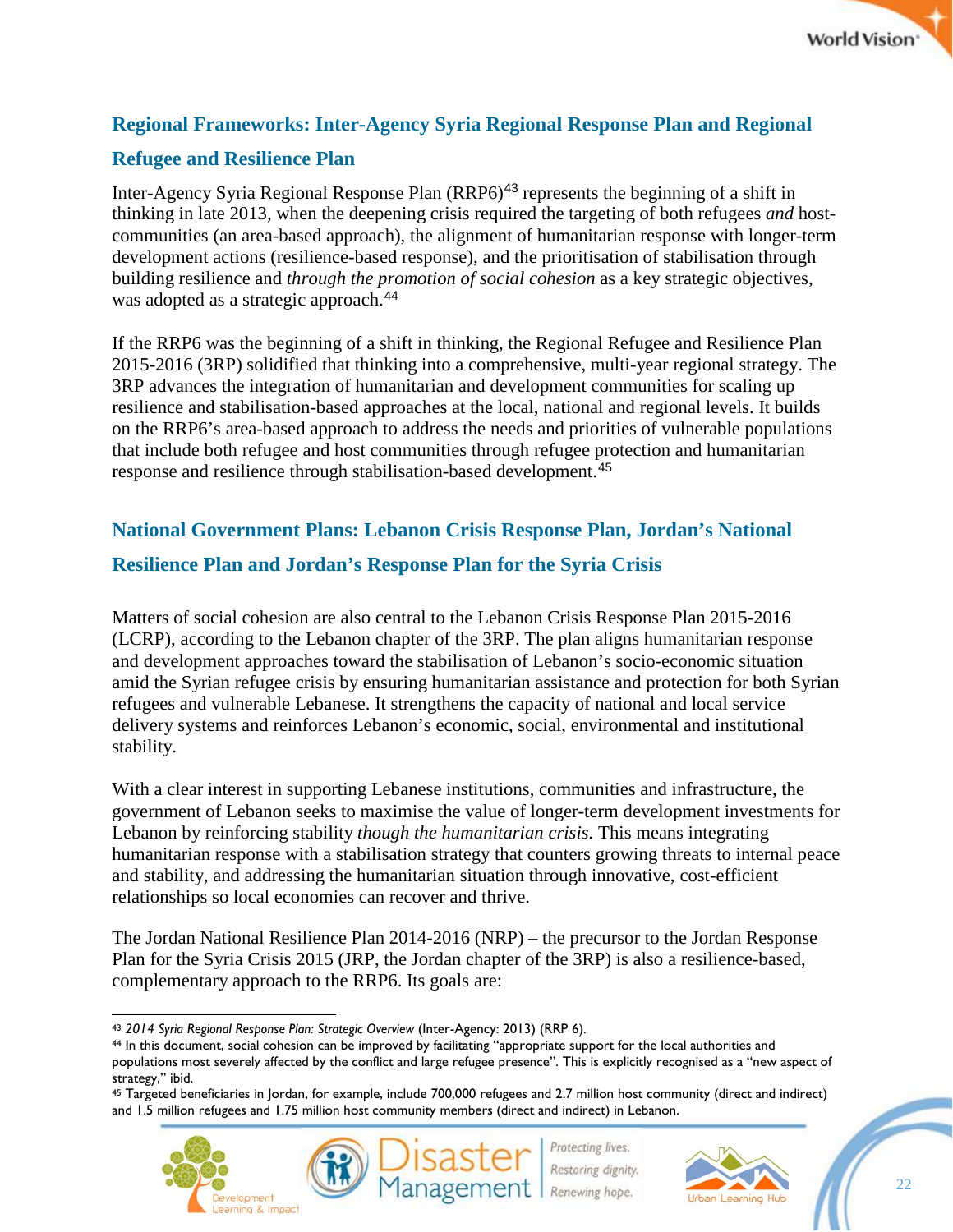## Regional Frameworks: Inter-Agency Syria Regional Response Plan and Regional Refugee and Resilience Plan

Inter-Agency Syria Regional Response Plan (RRP6)[43] represents the beginning of a shift in thinking in late 2013, when the deepening crisis required the targeting of both refugees *and* host-communities (an area-based approach), the alignment of humanitarian response with longer-term development actions (resilience-based response), and the prioritisation of stabilisation through building resilience and *through the promotion of social cohesion* as a key strategic objectives, was adopted as a strategic approach.[44]

If the RRP6 was the beginning of a shift in thinking, the Regional Refugee and Resilience Plan 2015-2016 (3RP) solidified that thinking into a comprehensive, multi-year regional strategy. The 3RP advances the integration of humanitarian and development communities for scaling up resilience and stabilisation-based approaches at the local, national and regional levels. It builds on the RRP6's area-based approach to address the needs and priorities of vulnerable populations that include both refugee and host communities through refugee protection and humanitarian response and resilience through stabilisation-based development.[45]

## National Government Plans: Lebanon Crisis Response Plan, Jordan's National Resilience Plan and Jordan's Response Plan for the Syria Crisis

Matters of social cohesion are also central to the Lebanon Crisis Response Plan 2015-2016 (LCRP), according to the Lebanon chapter of the 3RP. The plan aligns humanitarian response and development approaches toward the stabilisation of Lebanon's socio-economic situation amid the Syrian refugee crisis by ensuring humanitarian assistance and protection for both Syrian refugees and vulnerable Lebanese. It strengthens the capacity of national and local service delivery systems and reinforces Lebanon's economic, social, environmental and institutional stability.

With a clear interest in supporting Lebanese institutions, communities and infrastructure, the government of Lebanon seeks to maximise the value of longer-term development investments for Lebanon by reinforcing stability *though the humanitarian crisis.* This means integrating humanitarian response with a stabilisation strategy that counters growing threats to internal peace and stability, and addressing the humanitarian situation through innovative, cost-efficient relationships so local economies can recover and thrive.

The Jordan National Resilience Plan 2014-2016 (NRP) – the precursor to the Jordan Response Plan for the Syria Crisis 2015 (JRP, the Jordan chapter of the 3RP) is also a resilience-based, complementary approach to the RRP6. Its goals are:

---

[43] *2014 Syria Regional Response Plan: Strategic Overview* (Inter-Agency: 2013) (RRP 6).

[44] In this document, social cohesion can be improved by facilitating "appropriate support for the local authorities and populations most severely affected by the conflict and large refugee presence". This is explicitly recognised as a "new aspect of strategy," ibid.

[45] Targeted beneficiaries in Jordan, for example, include 700,000 refugees and 2.7 million host community (direct and indirect) and 1.5 million refugees and 1.75 million host community members (direct and indirect) in Lebanon.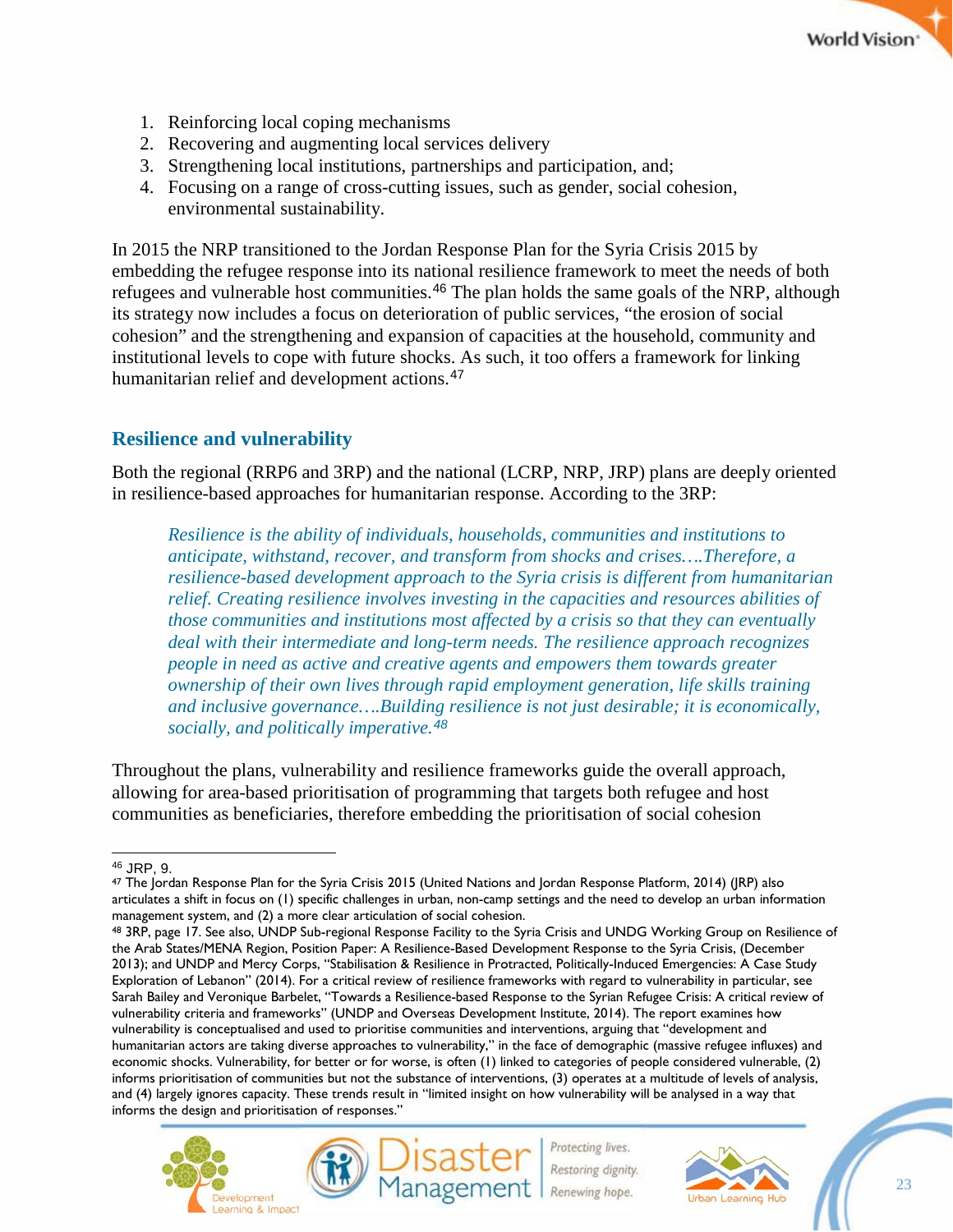1. Reinforcing local coping mechanisms
2. Recovering and augmenting local services delivery
3. Strengthening local institutions, partnerships and participation, and;
4. Focusing on a range of cross-cutting issues, such as gender, social cohesion, environmental sustainability.

In 2015 the NRP transitioned to the Jordan Response Plan for the Syria Crisis 2015 by embedding the refugee response into its national resilience framework to meet the needs of both refugees and vulnerable host communities.[46] The plan holds the same goals of the NRP, although its strategy now includes a focus on deterioration of public services, "the erosion of social cohesion" and the strengthening and expansion of capacities at the household, community and institutional levels to cope with future shocks. As such, it too offers a framework for linking humanitarian relief and development actions.[47]

## Resilience and vulnerability

Both the regional (RRP6 and 3RP) and the national (LCRP, NRP, JRP) plans are deeply oriented in resilience-based approaches for humanitarian response. According to the 3RP:

> *Resilience is the ability of individuals, households, communities and institutions to anticipate, withstand, recover, and transform from shocks and crises….Therefore, a resilience-based development approach to the Syria crisis is different from humanitarian relief. Creating resilience involves investing in the capacities and resources abilities of those communities and institutions most affected by a crisis so that they can eventually deal with their intermediate and long-term needs. The resilience approach recognizes people in need as active and creative agents and empowers them towards greater ownership of their own lives through rapid employment generation, life skills training and inclusive governance….Building resilience is not just desirable; it is economically, socially, and politically imperative.*[48]

Throughout the plans, vulnerability and resilience frameworks guide the overall approach, allowing for area-based prioritisation of programming that targets both refugee and host communities as beneficiaries, therefore embedding the prioritisation of social cohesion

---

[46] JRP, 9.

[47] The Jordan Response Plan for the Syria Crisis 2015 (United Nations and Jordan Response Platform, 2014) (JRP) also articulates a shift in focus on (1) specific challenges in urban, non-camp settings and the need to develop an urban information management system, and (2) a more clear articulation of social cohesion.

[48] 3RP, page 17. See also, UNDP Sub-regional Response Facility to the Syria Crisis and UNDG Working Group on Resilience of the Arab States/MENA Region, Position Paper: A Resilience-Based Development Response to the Syria Crisis, (December 2013); and UNDP and Mercy Corps, "Stabilisation & Resilience in Protracted, Politically-Induced Emergencies: A Case Study Exploration of Lebanon" (2014). For a critical review of resilience frameworks with regard to vulnerability in particular, see Sarah Bailey and Veronique Barbelet, "Towards a Resilience-based Response to the Syrian Refugee Crisis: A critical review of vulnerability criteria and frameworks" (UNDP and Overseas Development Institute, 2014). The report examines how vulnerability is conceptualised and used to prioritise communities and interventions, arguing that "development and humanitarian actors are taking diverse approaches to vulnerability," in the face of demographic (massive refugee influxes) and economic shocks. Vulnerability, for better or for worse, is often (1) linked to categories of people considered vulnerable, (2) informs prioritisation of communities but not the substance of interventions, (3) operates at a multitude of levels of analysis, and (4) largely ignores capacity. These trends result in "limited insight on how vulnerability will be analysed in a way that informs the design and prioritisation of responses."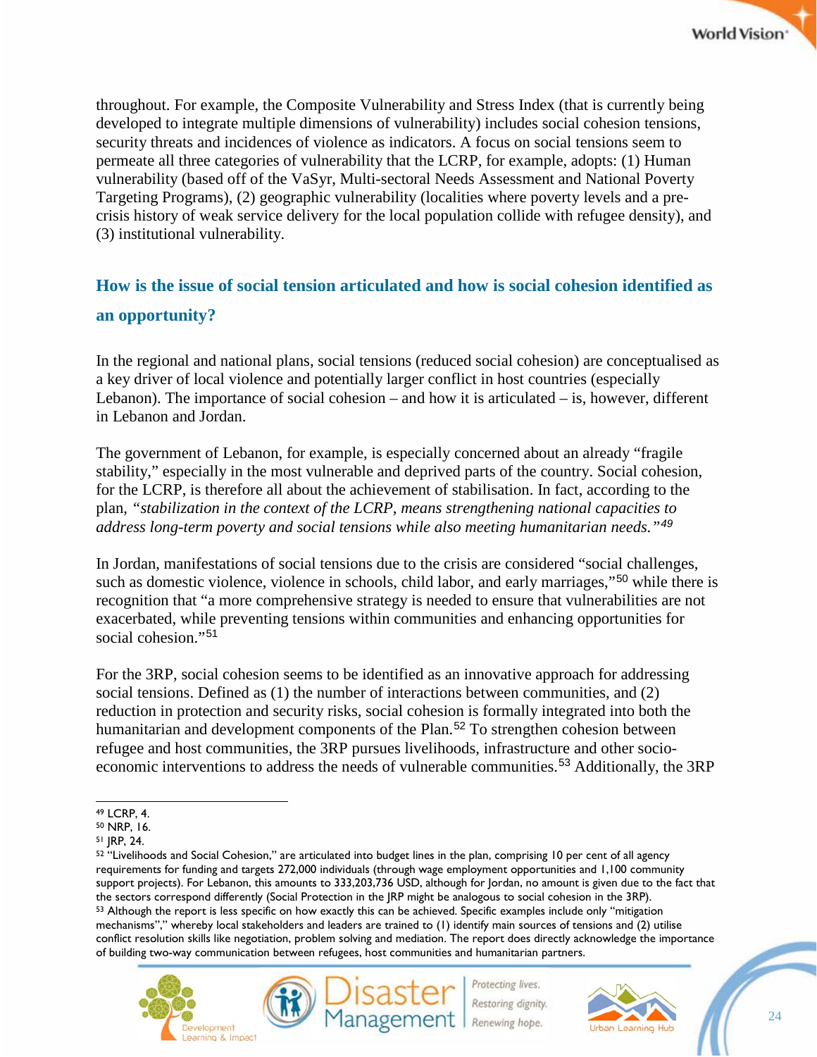throughout. For example, the Composite Vulnerability and Stress Index (that is currently being developed to integrate multiple dimensions of vulnerability) includes social cohesion tensions, security threats and incidences of violence as indicators. A focus on social tensions seem to permeate all three categories of vulnerability that the LCRP, for example, adopts: (1) Human vulnerability (based off of the VaSyr, Multi-sectoral Needs Assessment and National Poverty Targeting Programs), (2) geographic vulnerability (localities where poverty levels and a pre-crisis history of weak service delivery for the local population collide with refugee density), and (3) institutional vulnerability.

## How is the issue of social tension articulated and how is social cohesion identified as an opportunity?

In the regional and national plans, social tensions (reduced social cohesion) are conceptualised as a key driver of local violence and potentially larger conflict in host countries (especially Lebanon). The importance of social cohesion – and how it is articulated – is, however, different in Lebanon and Jordan.

The government of Lebanon, for example, is especially concerned about an already "fragile stability," especially in the most vulnerable and deprived parts of the country. Social cohesion, for the LCRP, is therefore all about the achievement of stabilisation. In fact, according to the plan, *"stabilization in the context of the LCRP, means strengthening national capacities to address long-term poverty and social tensions while also meeting humanitarian needs."*[49]

In Jordan, manifestations of social tensions due to the crisis are considered "social challenges, such as domestic violence, violence in schools, child labor, and early marriages,"[50] while there is recognition that "a more comprehensive strategy is needed to ensure that vulnerabilities are not exacerbated, while preventing tensions within communities and enhancing opportunities for social cohesion."[51]

For the 3RP, social cohesion seems to be identified as an innovative approach for addressing social tensions. Defined as (1) the number of interactions between communities, and (2) reduction in protection and security risks, social cohesion is formally integrated into both the humanitarian and development components of the Plan.[52] To strengthen cohesion between refugee and host communities, the 3RP pursues livelihoods, infrastructure and other socio-economic interventions to address the needs of vulnerable communities.[53] Additionally, the 3RP

---

[49] LCRP, 4.

[50] NRP, 16.

[51] JRP, 24.

[52] "Livelihoods and Social Cohesion," are articulated into budget lines in the plan, comprising 10 per cent of all agency requirements for funding and targets 272,000 individuals (through wage employment opportunities and 1,100 community support projects). For Lebanon, this amounts to 333,203,736 USD, although for Jordan, no amount is given due to the fact that the sectors correspond differently (Social Protection in the JRP might be analogous to social cohesion in the 3RP).

[53] Although the report is less specific on how exactly this can be achieved. Specific examples include only "mitigation mechanisms"," whereby local stakeholders and leaders are trained to (1) identify main sources of tensions and (2) utilise conflict resolution skills like negotiation, problem solving and mediation. The report does directly acknowledge the importance of building two-way communication between refugees, host communities and humanitarian partners.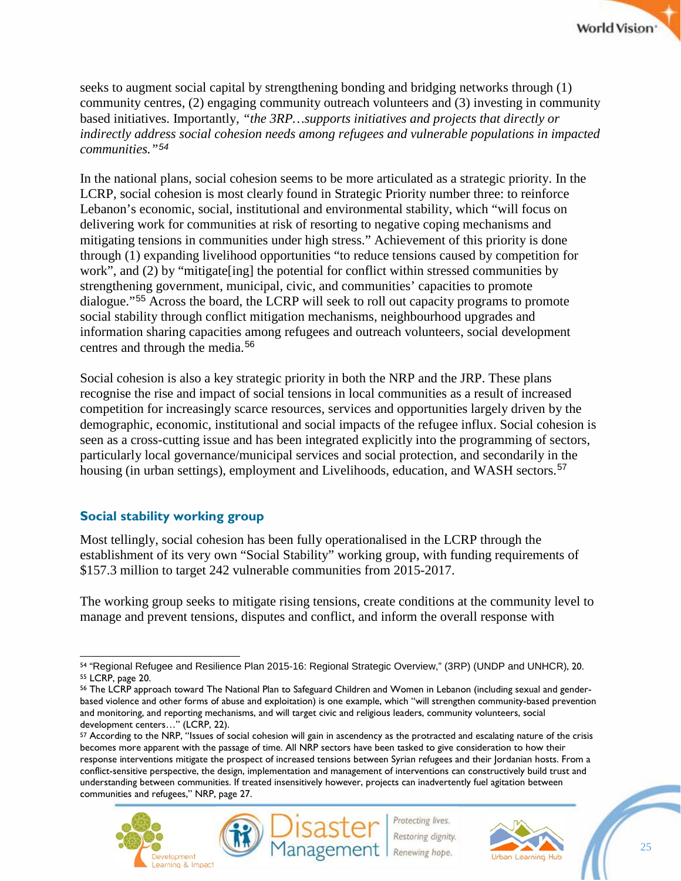seeks to augment social capital by strengthening bonding and bridging networks through (1) community centres, (2) engaging community outreach volunteers and (3) investing in community based initiatives. Importantly, *"the 3RP…supports initiatives and projects that directly or indirectly address social cohesion needs among refugees and vulnerable populations in impacted communities."*[54]

In the national plans, social cohesion seems to be more articulated as a strategic priority. In the LCRP, social cohesion is most clearly found in Strategic Priority number three: to reinforce Lebanon's economic, social, institutional and environmental stability, which "will focus on delivering work for communities at risk of resorting to negative coping mechanisms and mitigating tensions in communities under high stress." Achievement of this priority is done through (1) expanding livelihood opportunities "to reduce tensions caused by competition for work", and (2) by "mitigate[ing] the potential for conflict within stressed communities by strengthening government, municipal, civic, and communities' capacities to promote dialogue."[55] Across the board, the LCRP will seek to roll out capacity programs to promote social stability through conflict mitigation mechanisms, neighbourhood upgrades and information sharing capacities among refugees and outreach volunteers, social development centres and through the media.[56]

Social cohesion is also a key strategic priority in both the NRP and the JRP. These plans recognise the rise and impact of social tensions in local communities as a result of increased competition for increasingly scarce resources, services and opportunities largely driven by the demographic, economic, institutional and social impacts of the refugee influx. Social cohesion is seen as a cross-cutting issue and has been integrated explicitly into the programming of sectors, particularly local governance/municipal services and social protection, and secondarily in the housing (in urban settings), employment and Livelihoods, education, and WASH sectors.[57]

### Social stability working group

Most tellingly, social cohesion has been fully operationalised in the LCRP through the establishment of its very own "Social Stability" working group, with funding requirements of \$157.3 million to target 242 vulnerable communities from 2015-2017.

The working group seeks to mitigate rising tensions, create conditions at the community level to manage and prevent tensions, disputes and conflict, and inform the overall response with

---

[54] "Regional Refugee and Resilience Plan 2015-16: Regional Strategic Overview," (3RP) (UNDP and UNHCR), 20.

[55] LCRP, page 20.

[56] The LCRP approach toward The National Plan to Safeguard Children and Women in Lebanon (including sexual and gender-based violence and other forms of abuse and exploitation) is one example, which "will strengthen community-based prevention and monitoring, and reporting mechanisms, and will target civic and religious leaders, community volunteers, social development centers…" (LCRP, 22).

[57] According to the NRP, "Issues of social cohesion will gain in ascendency as the protracted and escalating nature of the crisis becomes more apparent with the passage of time. All NRP sectors have been tasked to give consideration to how their response interventions mitigate the prospect of increased tensions between Syrian refugees and their Jordanian hosts. From a conflict-sensitive perspective, the design, implementation and management of interventions can constructively build trust and understanding between communities. If treated insensitively however, projects can inadvertently fuel agitation between communities and refugees," NRP, page 27.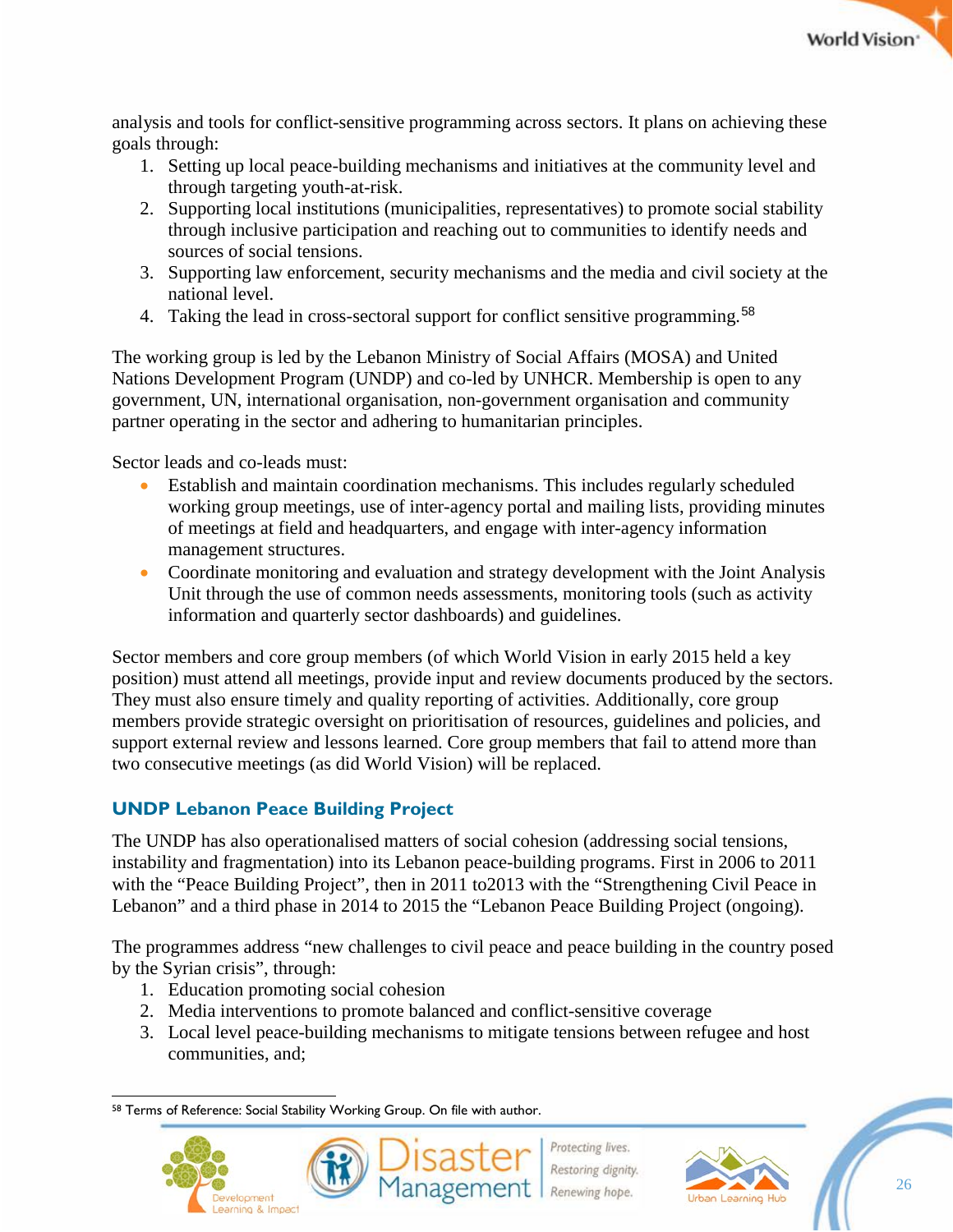analysis and tools for conflict-sensitive programming across sectors. It plans on achieving these goals through:

1. Setting up local peace-building mechanisms and initiatives at the community level and through targeting youth-at-risk.
2. Supporting local institutions (municipalities, representatives) to promote social stability through inclusive participation and reaching out to communities to identify needs and sources of social tensions.
3. Supporting law enforcement, security mechanisms and the media and civil society at the national level.
4. Taking the lead in cross-sectoral support for conflict sensitive programming.[58]

The working group is led by the Lebanon Ministry of Social Affairs (MOSA) and United Nations Development Program (UNDP) and co-led by UNHCR. Membership is open to any government, UN, international organisation, non-government organisation and community partner operating in the sector and adhering to humanitarian principles.

Sector leads and co-leads must:

- Establish and maintain coordination mechanisms. This includes regularly scheduled working group meetings, use of inter-agency portal and mailing lists, providing minutes of meetings at field and headquarters, and engage with inter-agency information management structures.
- Coordinate monitoring and evaluation and strategy development with the Joint Analysis Unit through the use of common needs assessments, monitoring tools (such as activity information and quarterly sector dashboards) and guidelines.

Sector members and core group members (of which World Vision in early 2015 held a key position) must attend all meetings, provide input and review documents produced by the sectors. They must also ensure timely and quality reporting of activities. Additionally, core group members provide strategic oversight on prioritisation of resources, guidelines and policies, and support external review and lessons learned. Core group members that fail to attend more than two consecutive meetings (as did World Vision) will be replaced.

### UNDP Lebanon Peace Building Project

The UNDP has also operationalised matters of social cohesion (addressing social tensions, instability and fragmentation) into its Lebanon peace-building programs. First in 2006 to 2011 with the "Peace Building Project", then in 2011 to2013 with the "Strengthening Civil Peace in Lebanon" and a third phase in 2014 to 2015 the "Lebanon Peace Building Project (ongoing).

The programmes address "new challenges to civil peace and peace building in the country posed by the Syrian crisis", through:

1. Education promoting social cohesion
2. Media interventions to promote balanced and conflict-sensitive coverage
3. Local level peace-building mechanisms to mitigate tensions between refugee and host communities, and;

[58] Terms of Reference: Social Stability Working Group. On file with author.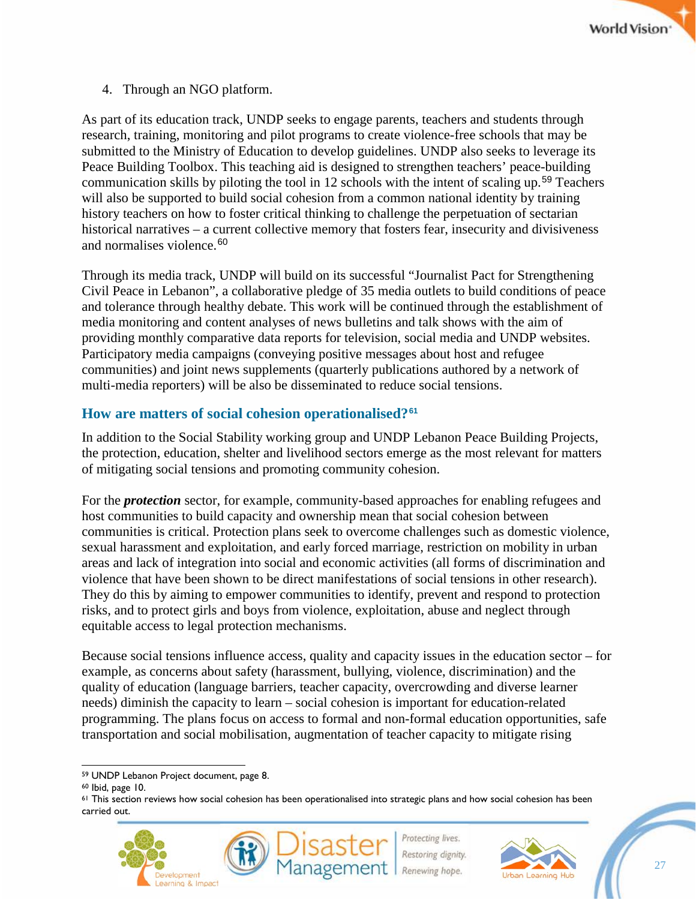4. Through an NGO platform.

As part of its education track, UNDP seeks to engage parents, teachers and students through research, training, monitoring and pilot programs to create violence-free schools that may be submitted to the Ministry of Education to develop guidelines. UNDP also seeks to leverage its Peace Building Toolbox. This teaching aid is designed to strengthen teachers' peace-building communication skills by piloting the tool in 12 schools with the intent of scaling up.[59] Teachers will also be supported to build social cohesion from a common national identity by training history teachers on how to foster critical thinking to challenge the perpetuation of sectarian historical narratives – a current collective memory that fosters fear, insecurity and divisiveness and normalises violence.[60]

Through its media track, UNDP will build on its successful "Journalist Pact for Strengthening Civil Peace in Lebanon", a collaborative pledge of 35 media outlets to build conditions of peace and tolerance through healthy debate. This work will be continued through the establishment of media monitoring and content analyses of news bulletins and talk shows with the aim of providing monthly comparative data reports for television, social media and UNDP websites. Participatory media campaigns (conveying positive messages about host and refugee communities) and joint news supplements (quarterly publications authored by a network of multi-media reporters) will be also be disseminated to reduce social tensions.

### How are matters of social cohesion operationalised?[61]

In addition to the Social Stability working group and UNDP Lebanon Peace Building Projects, the protection, education, shelter and livelihood sectors emerge as the most relevant for matters of mitigating social tensions and promoting community cohesion.

For the ***protection*** sector, for example, community-based approaches for enabling refugees and host communities to build capacity and ownership mean that social cohesion between communities is critical. Protection plans seek to overcome challenges such as domestic violence, sexual harassment and exploitation, and early forced marriage, restriction on mobility in urban areas and lack of integration into social and economic activities (all forms of discrimination and violence that have been shown to be direct manifestations of social tensions in other research). They do this by aiming to empower communities to identify, prevent and respond to protection risks, and to protect girls and boys from violence, exploitation, abuse and neglect through equitable access to legal protection mechanisms.

Because social tensions influence access, quality and capacity issues in the education sector – for example, as concerns about safety (harassment, bullying, violence, discrimination) and the quality of education (language barriers, teacher capacity, overcrowding and diverse learner needs) diminish the capacity to learn – social cohesion is important for education-related programming. The plans focus on access to formal and non-formal education opportunities, safe transportation and social mobilisation, augmentation of teacher capacity to mitigate rising

---

[59] UNDP Lebanon Project document, page 8.

[60] Ibid, page 10.

[61] This section reviews how social cohesion has been operationalised into strategic plans and how social cohesion has been carried out.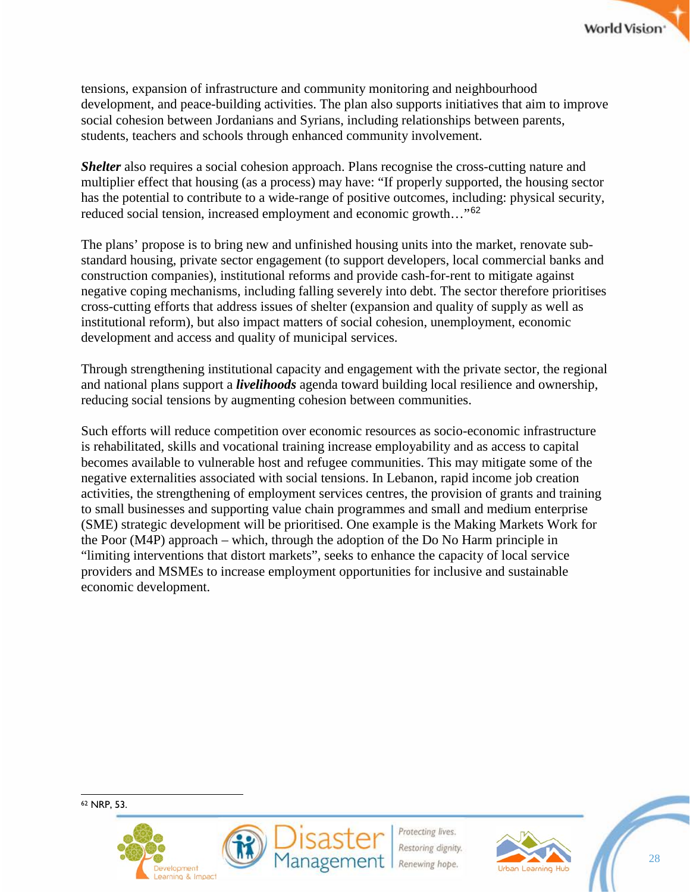tensions, expansion of infrastructure and community monitoring and neighbourhood development, and peace-building activities. The plan also supports initiatives that aim to improve social cohesion between Jordanians and Syrians, including relationships between parents, students, teachers and schools through enhanced community involvement.

***Shelter*** also requires a social cohesion approach. Plans recognise the cross-cutting nature and multiplier effect that housing (as a process) may have: "If properly supported, the housing sector has the potential to contribute to a wide-range of positive outcomes, including: physical security, reduced social tension, increased employment and economic growth…"[62]

The plans' propose is to bring new and unfinished housing units into the market, renovate sub-standard housing, private sector engagement (to support developers, local commercial banks and construction companies), institutional reforms and provide cash-for-rent to mitigate against negative coping mechanisms, including falling severely into debt. The sector therefore prioritises cross-cutting efforts that address issues of shelter (expansion and quality of supply as well as institutional reform), but also impact matters of social cohesion, unemployment, economic development and access and quality of municipal services.

Through strengthening institutional capacity and engagement with the private sector, the regional and national plans support a ***livelihoods*** agenda toward building local resilience and ownership, reducing social tensions by augmenting cohesion between communities.

Such efforts will reduce competition over economic resources as socio-economic infrastructure is rehabilitated, skills and vocational training increase employability and as access to capital becomes available to vulnerable host and refugee communities. This may mitigate some of the negative externalities associated with social tensions. In Lebanon, rapid income job creation activities, the strengthening of employment services centres, the provision of grants and training to small businesses and supporting value chain programmes and small and medium enterprise (SME) strategic development will be prioritised. One example is the Making Markets Work for the Poor (M4P) approach – which, through the adoption of the Do No Harm principle in "limiting interventions that distort markets", seeks to enhance the capacity of local service providers and MSMEs to increase employment opportunities for inclusive and sustainable economic development.

---

[62] NRP, 53.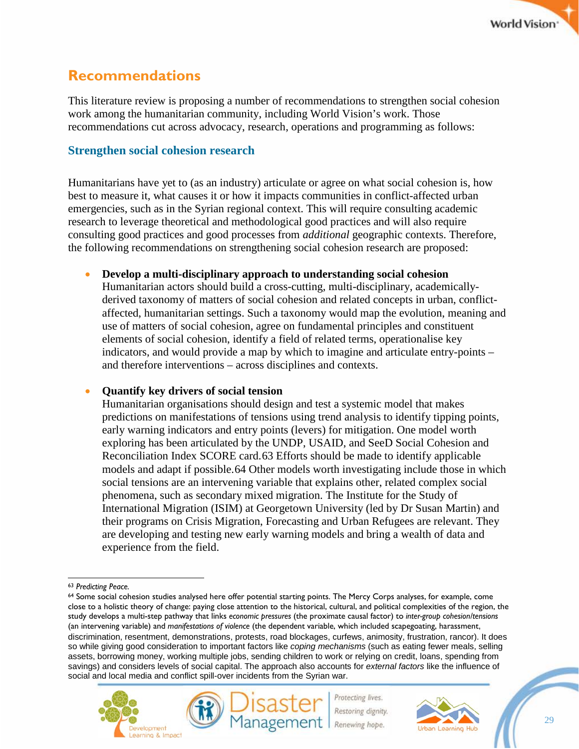## Recommendations

This literature review is proposing a number of recommendations to strengthen social cohesion work among the humanitarian community, including World Vision's work. Those recommendations cut across advocacy, research, operations and programming as follows:

### Strengthen social cohesion research

Humanitarians have yet to (as an industry) articulate or agree on what social cohesion is, how best to measure it, what causes it or how it impacts communities in conflict-affected urban emergencies, such as in the Syrian regional context. This will require consulting academic research to leverage theoretical and methodological good practices and will also require consulting good practices and good processes from *additional* geographic contexts. Therefore, the following recommendations on strengthening social cohesion research are proposed:

- **Develop a multi-disciplinary approach to understanding social cohesion**
  Humanitarian actors should build a cross-cutting, multi-disciplinary, academically-derived taxonomy of matters of social cohesion and related concepts in urban, conflict-affected, humanitarian settings. Such a taxonomy would map the evolution, meaning and use of matters of social cohesion, agree on fundamental principles and constituent elements of social cohesion, identify a field of related terms, operationalise key indicators, and would provide a map by which to imagine and articulate entry-points – and therefore interventions – across disciplines and contexts.

- **Quantify key drivers of social tension**
  Humanitarian organisations should design and test a systemic model that makes predictions on manifestations of tensions using trend analysis to identify tipping points, early warning indicators and entry points (levers) for mitigation. One model worth exploring has been articulated by the UNDP, USAID, and SeeD Social Cohesion and Reconciliation Index SCORE card.[63] Efforts should be made to identify applicable models and adapt if possible.[64] Other models worth investigating include those in which social tensions are an intervening variable that explains other, related complex social phenomena, such as secondary mixed migration. The Institute for the Study of International Migration (ISIM) at Georgetown University (led by Dr Susan Martin) and their programs on Crisis Migration, Forecasting and Urban Refugees are relevant. They are developing and testing new early warning models and bring a wealth of data and experience from the field.

---

[63] *Predicting Peace.*

[64] Some social cohesion studies analysed here offer potential starting points. The Mercy Corps analyses, for example, come close to a holistic theory of change: paying close attention to the historical, cultural, and political complexities of the region, the study develops a multi-step pathway that links *economic pressures* (the proximate causal factor) to *inter-group cohesion/tensions* (an intervening variable) and *manifestations of violence* (the dependent variable, which included scapegoating, harassment, discrimination, resentment, demonstrations, protests, road blockages, curfews, animosity, frustration, rancor). It does so while giving good consideration to important factors like *coping mechanisms* (such as eating fewer meals, selling assets, borrowing money, working multiple jobs, sending children to work or relying on credit, loans, spending from savings) and considers levels of social capital. The approach also accounts for *external factors* like the influence of social and local media and conflict spill-over incidents from the Syrian war.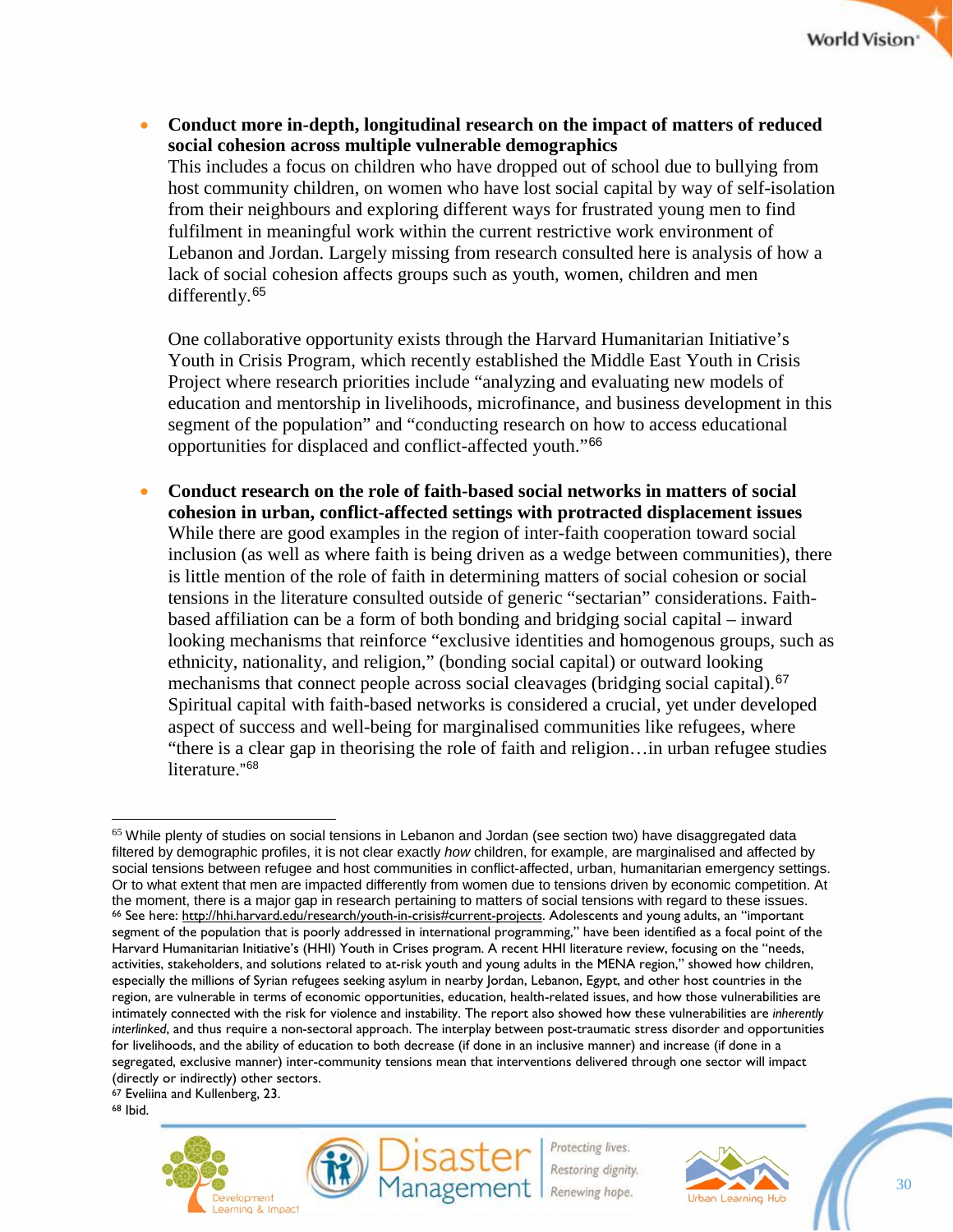- **Conduct more in-depth, longitudinal research on the impact of matters of reduced social cohesion across multiple vulnerable demographics**
  This includes a focus on children who have dropped out of school due to bullying from host community children, on women who have lost social capital by way of self-isolation from their neighbours and exploring different ways for frustrated young men to find fulfilment in meaningful work within the current restrictive work environment of Lebanon and Jordan. Largely missing from research consulted here is analysis of how a lack of social cohesion affects groups such as youth, women, children and men differently.[65]

  One collaborative opportunity exists through the Harvard Humanitarian Initiative's Youth in Crisis Program, which recently established the Middle East Youth in Crisis Project where research priorities include "analyzing and evaluating new models of education and mentorship in livelihoods, microfinance, and business development in this segment of the population" and "conducting research on how to access educational opportunities for displaced and conflict-affected youth."[66]

- **Conduct research on the role of faith-based social networks in matters of social cohesion in urban, conflict-affected settings with protracted displacement issues**
  While there are good examples in the region of inter-faith cooperation toward social inclusion (as well as where faith is being driven as a wedge between communities), there is little mention of the role of faith in determining matters of social cohesion or social tensions in the literature consulted outside of generic "sectarian" considerations. Faith-based affiliation can be a form of both bonding and bridging social capital – inward looking mechanisms that reinforce "exclusive identities and homogenous groups, such as ethnicity, nationality, and religion," (bonding social capital) or outward looking mechanisms that connect people across social cleavages (bridging social capital).[67] Spiritual capital with faith-based networks is considered a crucial, yet under developed aspect of success and well-being for marginalised communities like refugees, where "there is a clear gap in theorising the role of faith and religion…in urban refugee studies literature."[68]

---

[65] While plenty of studies on social tensions in Lebanon and Jordan (see section two) have disaggregated data filtered by demographic profiles, it is not clear exactly *how* children, for example, are marginalised and affected by social tensions between refugee and host communities in conflict-affected, urban, humanitarian emergency settings. Or to what extent that men are impacted differently from women due to tensions driven by economic competition. At the moment, there is a major gap in research pertaining to matters of social tensions with regard to these issues.

[66] See here: http://hhi.harvard.edu/research/youth-in-crisis#current-projects. Adolescents and young adults, an "important segment of the population that is poorly addressed in international programming," have been identified as a focal point of the Harvard Humanitarian Initiative's (HHI) Youth in Crises program. A recent HHI literature review, focusing on the "needs, activities, stakeholders, and solutions related to at-risk youth and young adults in the MENA region," showed how children, especially the millions of Syrian refugees seeking asylum in nearby Jordan, Lebanon, Egypt, and other host countries in the region, are vulnerable in terms of economic opportunities, education, health-related issues, and how those vulnerabilities are intimately connected with the risk for violence and instability. The report also showed how these vulnerabilities are *inherently interlinked*, and thus require a non-sectoral approach. The interplay between post-traumatic stress disorder and opportunities for livelihoods, and the ability of education to both decrease (if done in an inclusive manner) and increase (if done in a segregated, exclusive manner) inter-community tensions mean that interventions delivered through one sector will impact (directly or indirectly) other sectors.

[67] Eveliina and Kullenberg, 23.

[68] Ibid.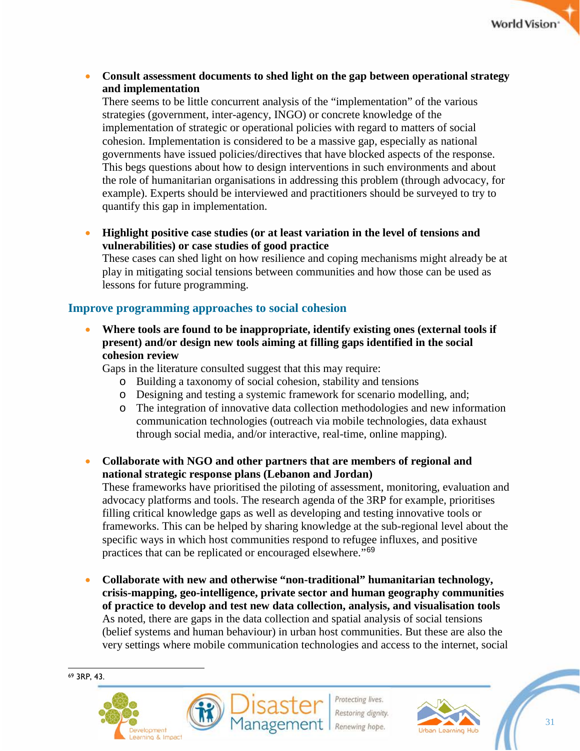- **Consult assessment documents to shed light on the gap between operational strategy and implementation**
  There seems to be little concurrent analysis of the "implementation" of the various strategies (government, inter-agency, INGO) or concrete knowledge of the implementation of strategic or operational policies with regard to matters of social cohesion. Implementation is considered to be a massive gap, especially as national governments have issued policies/directives that have blocked aspects of the response. This begs questions about how to design interventions in such environments and about the role of humanitarian organisations in addressing this problem (through advocacy, for example). Experts should be interviewed and practitioners should be surveyed to try to quantify this gap in implementation.

- **Highlight positive case studies (or at least variation in the level of tensions and vulnerabilities) or case studies of good practice**
  These cases can shed light on how resilience and coping mechanisms might already be at play in mitigating social tensions between communities and how those can be used as lessons for future programming.

### Improve programming approaches to social cohesion

- **Where tools are found to be inappropriate, identify existing ones (external tools if present) and/or design new tools aiming at filling gaps identified in the social cohesion review**
  Gaps in the literature consulted suggest that this may require:
  - Building a taxonomy of social cohesion, stability and tensions
  - Designing and testing a systemic framework for scenario modelling, and;
  - The integration of innovative data collection methodologies and new information communication technologies (outreach via mobile technologies, data exhaust through social media, and/or interactive, real-time, online mapping).

- **Collaborate with NGO and other partners that are members of regional and national strategic response plans (Lebanon and Jordan)**
  These frameworks have prioritised the piloting of assessment, monitoring, evaluation and advocacy platforms and tools. The research agenda of the 3RP for example, prioritises filling critical knowledge gaps as well as developing and testing innovative tools or frameworks. This can be helped by sharing knowledge at the sub-regional level about the specific ways in which host communities respond to refugee influxes, and positive practices that can be replicated or encouraged elsewhere."[69]

- **Collaborate with new and otherwise "non-traditional" humanitarian technology, crisis-mapping, geo-intelligence, private sector and human geography communities of practice to develop and test new data collection, analysis, and visualisation tools**
  As noted, there are gaps in the data collection and spatial analysis of social tensions (belief systems and human behaviour) in urban host communities. But these are also the very settings where mobile communication technologies and access to the internet, social

[69] 3RP, 43.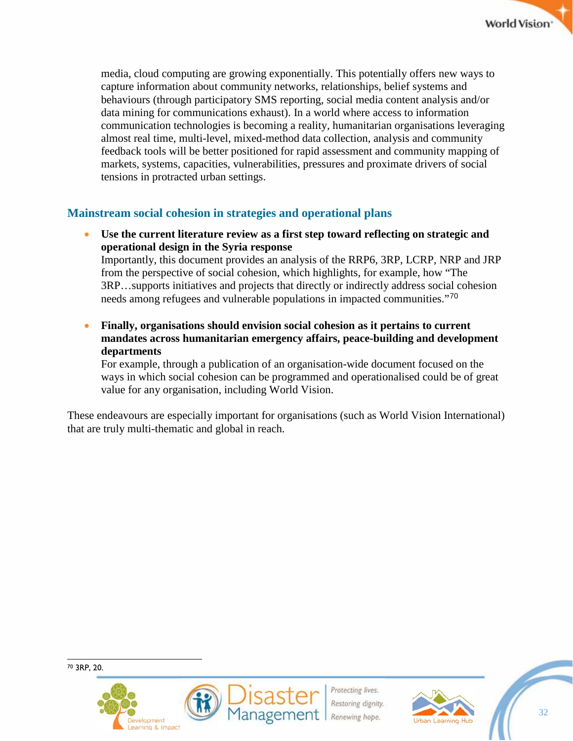media, cloud computing are growing exponentially. This potentially offers new ways to capture information about community networks, relationships, belief systems and behaviours (through participatory SMS reporting, social media content analysis and/or data mining for communications exhaust). In a world where access to information communication technologies is becoming a reality, humanitarian organisations leveraging almost real time, multi-level, mixed-method data collection, analysis and community feedback tools will be better positioned for rapid assessment and community mapping of markets, systems, capacities, vulnerabilities, pressures and proximate drivers of social tensions in protracted urban settings.

## Mainstream social cohesion in strategies and operational plans

- **Use the current literature review as a first step toward reflecting on strategic and operational design in the Syria response**
  Importantly, this document provides an analysis of the RRP6, 3RP, LCRP, NRP and JRP from the perspective of social cohesion, which highlights, for example, how "The 3RP…supports initiatives and projects that directly or indirectly address social cohesion needs among refugees and vulnerable populations in impacted communities."[70]

- **Finally, organisations should envision social cohesion as it pertains to current mandates across humanitarian emergency affairs, peace-building and development departments**
  For example, through a publication of an organisation-wide document focused on the ways in which social cohesion can be programmed and operationalised could be of great value for any organisation, including World Vision.

These endeavours are especially important for organisations (such as World Vision International) that are truly multi-thematic and global in reach.

[70] 3RP, 20.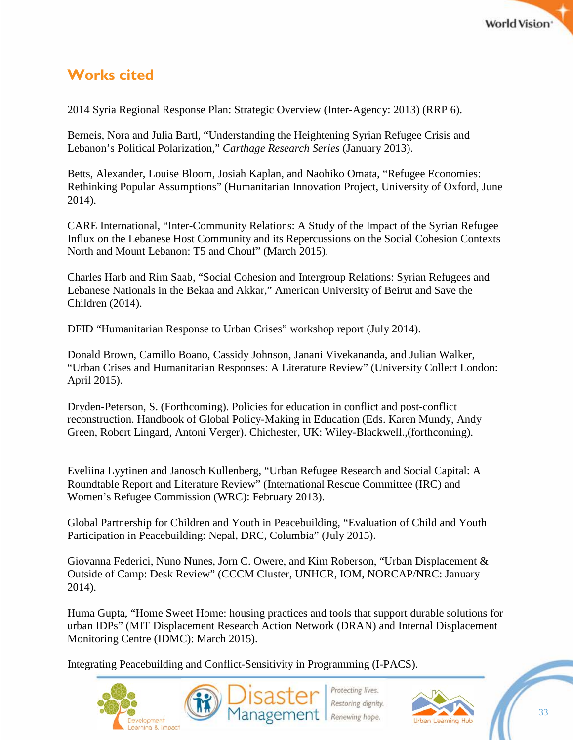## Works cited

2014 Syria Regional Response Plan: Strategic Overview (Inter-Agency: 2013) (RRP 6).

Berneis, Nora and Julia Bartl, "Understanding the Heightening Syrian Refugee Crisis and Lebanon's Political Polarization," *Carthage Research Series* (January 2013).

Betts, Alexander, Louise Bloom, Josiah Kaplan, and Naohiko Omata, "Refugee Economies: Rethinking Popular Assumptions" (Humanitarian Innovation Project, University of Oxford, June 2014).

CARE International, "Inter-Community Relations: A Study of the Impact of the Syrian Refugee Influx on the Lebanese Host Community and its Repercussions on the Social Cohesion Contexts North and Mount Lebanon: T5 and Chouf" (March 2015).

Charles Harb and Rim Saab, "Social Cohesion and Intergroup Relations: Syrian Refugees and Lebanese Nationals in the Bekaa and Akkar," American University of Beirut and Save the Children (2014).

DFID "Humanitarian Response to Urban Crises" workshop report (July 2014).

Donald Brown, Camillo Boano, Cassidy Johnson, Janani Vivekananda, and Julian Walker, "Urban Crises and Humanitarian Responses: A Literature Review" (University Collect London: April 2015).

Dryden-Peterson, S. (Forthcoming). Policies for education in conflict and post-conflict reconstruction. Handbook of Global Policy-Making in Education (Eds. Karen Mundy, Andy Green, Robert Lingard, Antoni Verger). Chichester, UK: Wiley-Blackwell.,(forthcoming).

Eveliina Lyytinen and Janosch Kullenberg, "Urban Refugee Research and Social Capital: A Roundtable Report and Literature Review" (International Rescue Committee (IRC) and Women's Refugee Commission (WRC): February 2013).

Global Partnership for Children and Youth in Peacebuilding, "Evaluation of Child and Youth Participation in Peacebuilding: Nepal, DRC, Columbia" (July 2015).

Giovanna Federici, Nuno Nunes, Jorn C. Owere, and Kim Roberson, "Urban Displacement & Outside of Camp: Desk Review" (CCCM Cluster, UNHCR, IOM, NORCAP/NRC: January 2014).

Huma Gupta, "Home Sweet Home: housing practices and tools that support durable solutions for urban IDPs" (MIT Displacement Research Action Network (DRAN) and Internal Displacement Monitoring Centre (IDMC): March 2015).

Integrating Peacebuilding and Conflict-Sensitivity in Programming (I-PACS).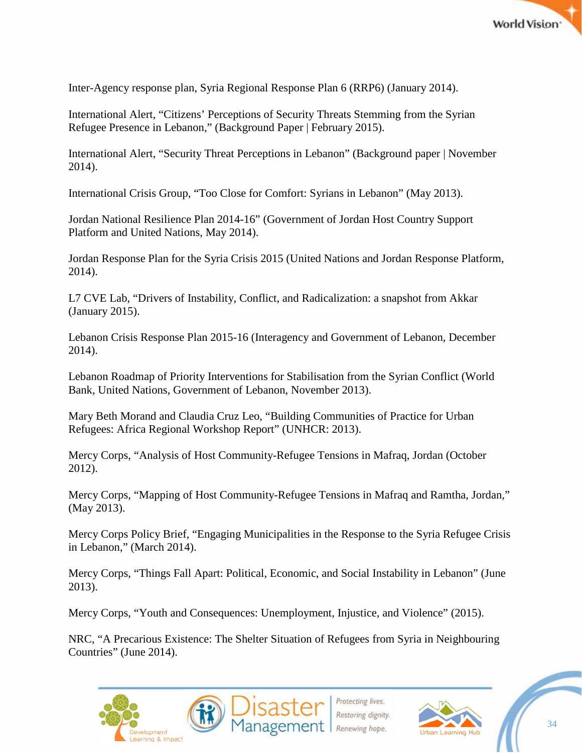Inter-Agency response plan, Syria Regional Response Plan 6 (RRP6) (January 2014).

International Alert, "Citizens' Perceptions of Security Threats Stemming from the Syrian Refugee Presence in Lebanon," (Background Paper | February 2015).

International Alert, "Security Threat Perceptions in Lebanon" (Background paper | November 2014).

International Crisis Group, "Too Close for Comfort: Syrians in Lebanon" (May 2013).

Jordan National Resilience Plan 2014-16" (Government of Jordan Host Country Support Platform and United Nations, May 2014).

Jordan Response Plan for the Syria Crisis 2015 (United Nations and Jordan Response Platform, 2014).

L7 CVE Lab, "Drivers of Instability, Conflict, and Radicalization: a snapshot from Akkar (January 2015).

Lebanon Crisis Response Plan 2015-16 (Interagency and Government of Lebanon, December 2014).

Lebanon Roadmap of Priority Interventions for Stabilisation from the Syrian Conflict (World Bank, United Nations, Government of Lebanon, November 2013).

Mary Beth Morand and Claudia Cruz Leo, "Building Communities of Practice for Urban Refugees: Africa Regional Workshop Report" (UNHCR: 2013).

Mercy Corps, "Analysis of Host Community-Refugee Tensions in Mafraq, Jordan (October 2012).

Mercy Corps, "Mapping of Host Community-Refugee Tensions in Mafraq and Ramtha, Jordan," (May 2013).

Mercy Corps Policy Brief, "Engaging Municipalities in the Response to the Syria Refugee Crisis in Lebanon," (March 2014).

Mercy Corps, "Things Fall Apart: Political, Economic, and Social Instability in Lebanon" (June 2013).

Mercy Corps, "Youth and Consequences: Unemployment, Injustice, and Violence" (2015).

NRC, "A Precarious Existence: The Shelter Situation of Refugees from Syria in Neighbouring Countries" (June 2014).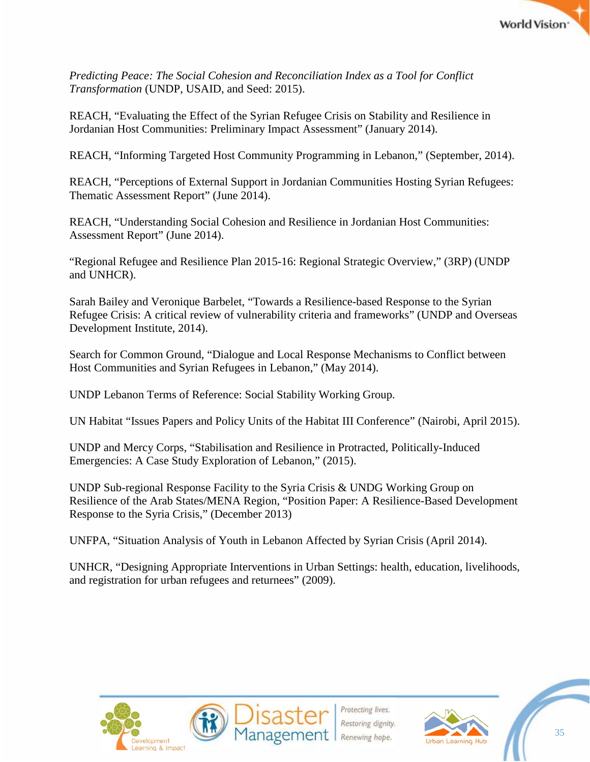*Predicting Peace: The Social Cohesion and Reconciliation Index as a Tool for Conflict Transformation* (UNDP, USAID, and Seed: 2015).

REACH, "Evaluating the Effect of the Syrian Refugee Crisis on Stability and Resilience in Jordanian Host Communities: Preliminary Impact Assessment" (January 2014).

REACH, "Informing Targeted Host Community Programming in Lebanon," (September, 2014).

REACH, "Perceptions of External Support in Jordanian Communities Hosting Syrian Refugees: Thematic Assessment Report" (June 2014).

REACH, "Understanding Social Cohesion and Resilience in Jordanian Host Communities: Assessment Report" (June 2014).

"Regional Refugee and Resilience Plan 2015-16: Regional Strategic Overview," (3RP) (UNDP and UNHCR).

Sarah Bailey and Veronique Barbelet, "Towards a Resilience-based Response to the Syrian Refugee Crisis: A critical review of vulnerability criteria and frameworks" (UNDP and Overseas Development Institute, 2014).

Search for Common Ground, "Dialogue and Local Response Mechanisms to Conflict between Host Communities and Syrian Refugees in Lebanon," (May 2014).

UNDP Lebanon Terms of Reference: Social Stability Working Group.

UN Habitat "Issues Papers and Policy Units of the Habitat III Conference" (Nairobi, April 2015).

UNDP and Mercy Corps, "Stabilisation and Resilience in Protracted, Politically-Induced Emergencies: A Case Study Exploration of Lebanon," (2015).

UNDP Sub-regional Response Facility to the Syria Crisis & UNDG Working Group on Resilience of the Arab States/MENA Region, "Position Paper: A Resilience-Based Development Response to the Syria Crisis," (December 2013)

UNFPA, "Situation Analysis of Youth in Lebanon Affected by Syrian Crisis (April 2014).

UNHCR, "Designing Appropriate Interventions in Urban Settings: health, education, livelihoods, and registration for urban refugees and returnees" (2009).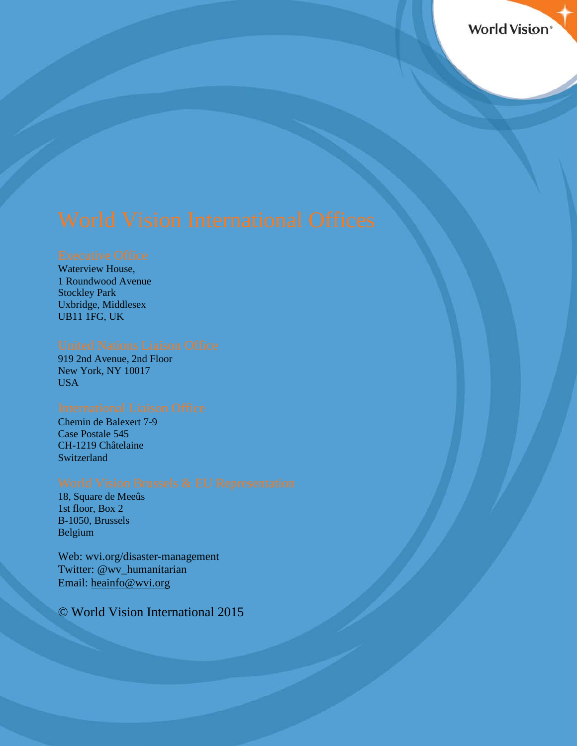# World Vision International Offices

## Executive Office

Waterview House,
1 Roundwood Avenue
Stockley Park
Uxbridge, Middlesex
UB11 1FG, UK

## United Nations Liaison Office

919 2nd Avenue, 2nd Floor
New York, NY 10017
USA

## International Liaison Office

Chemin de Balexert 7-9
Case Postale 545
CH-1219 Châtelaine
Switzerland

## World Vision Brussels & EU Representation

18, Square de Meeûs
1st floor, Box 2
B-1050, Brussels
Belgium

Web: wvi.org/disaster-management
Twitter: @wv_humanitarian
Email: heainfo@wvi.org

© World Vision International 2015